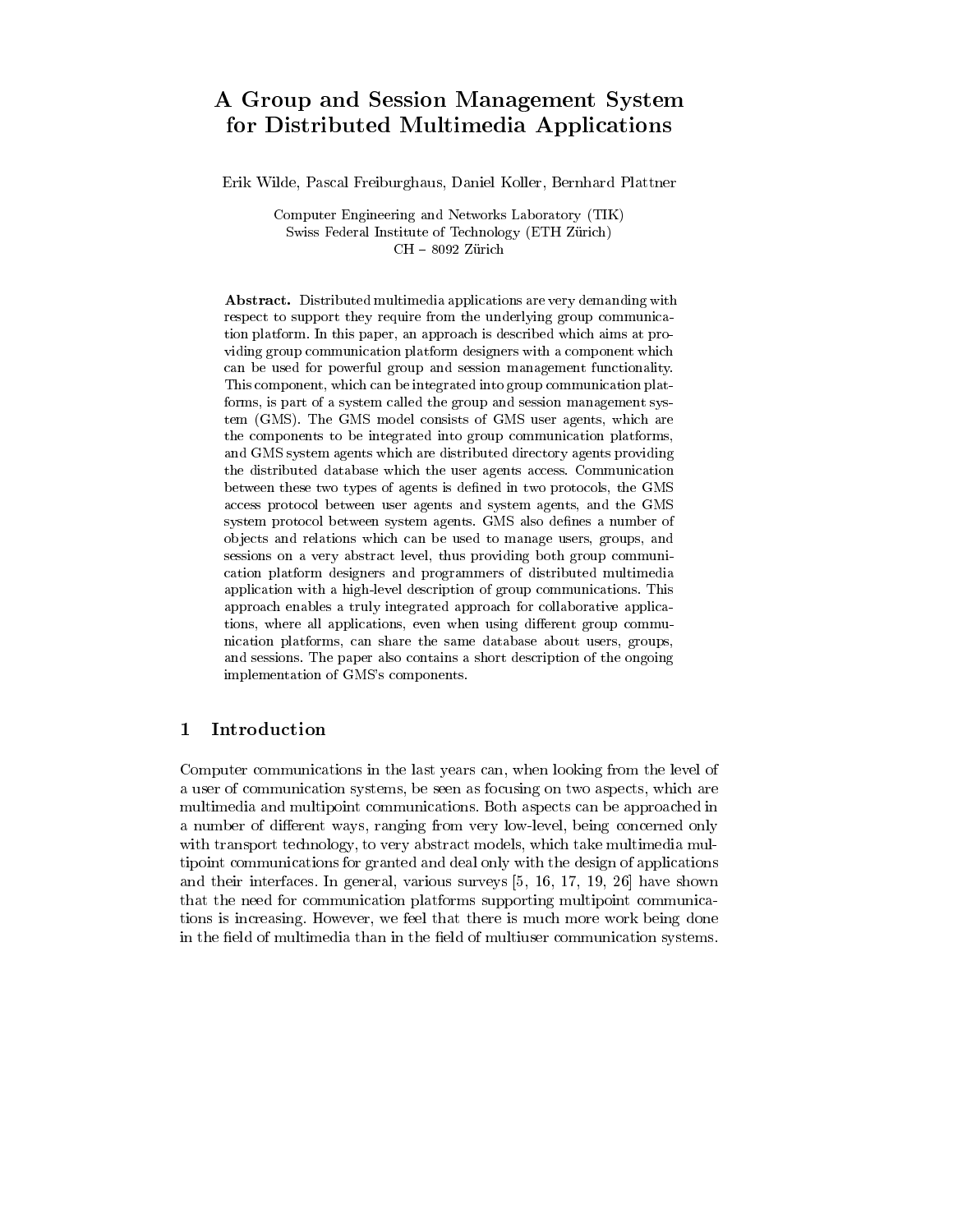# A Group and Session Management System for Distributed Multimedia Applications

Erik Wilde, Pascal Freiburghaus, Daniel Koller, Bernhard Plattner

Computer Engineering and Networks Laboratory (TIK)
Swiss Federal Institute of Technology (ETH Zürich)
CH – 8092 Zürich

**Abstract.** Distributed multimedia applications are very demanding with respect to support they require from the underlying group communication platform. In this paper, an approach is described which aims at providing group communication platform designers with a component which can be used for powerful group and session management functionality. This component, which can be integrated into group communication platforms, is part of a system called the group and session management system (GMS). The GMS model consists of GMS user agents, which are the components to be integrated into group communication platforms, and GMS system agents which are distributed directory agents providing the distributed database which the user agents access. Communication between these two types of agents is defined in two protocols, the GMS access protocol between user agents and system agents, and the GMS system protocol between system agents. GMS also defines a number of objects and relations which can be used to manage users, groups, and sessions on a very abstract level, thus providing both group communication platform designers and programmers of distributed multimedia application with a high-level description of group communications. This approach enables a truly integrated approach for collaborative applications, where all applications, even when using different group communication platforms, can share the same database about users, groups, and sessions. The paper also contains a short description of the ongoing implementation of GMS's components.

## 1 Introduction

Computer communications in the last years can, when looking from the level of a user of communication systems, be seen as focusing on two aspects, which are multimedia and multipoint communications. Both aspects can be approached in a number of different ways, ranging from very low-level, being concerned only with transport technology, to very abstract models, which take multimedia multipoint communications for granted and deal only with the design of applications and their interfaces. In general, various surveys [5, 16, 17, 19, 26] have shown that the need for communication platforms supporting multipoint communications is increasing. However, we feel that there is much more work being done in the field of multimedia than in the field of multiuser communication systems.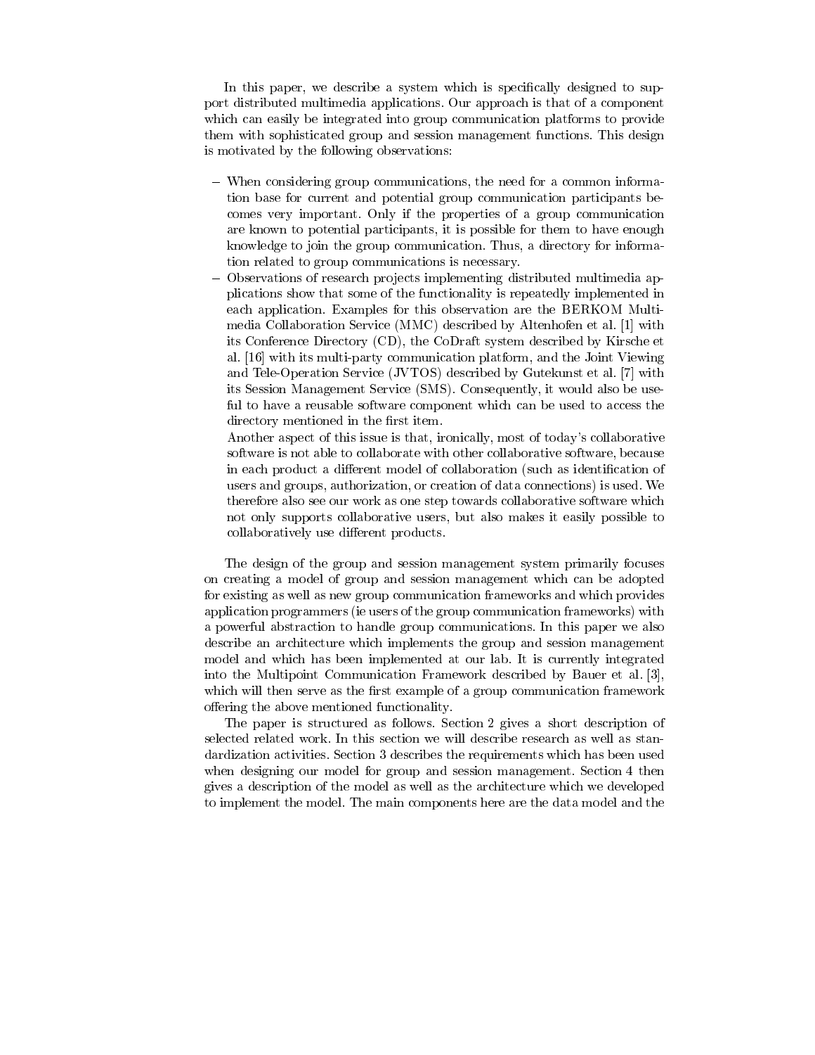In this paper, we describe a system which is specifically designed to support distributed multimedia applications. Our approach is that of a component which can easily be integrated into group communication platforms to provide them with sophisticated group and session management functions. This design is motivated by the following observations:

- When considering group communications, the need for a common information base for current and potential group communication participants becomes very important. Only if the properties of a group communication are known to potential participants, it is possible for them to have enough knowledge to join the group communication. Thus, a directory for information related to group communications is necessary.
- Observations of research projects implementing distributed multimedia applications show that some of the functionality is repeatedly implemented in each application. Examples for this observation are the BERKOM Multimedia Collaboration Service (MMC) described by Altenhofen et al. [1] with its Conference Directory (CD), the CoDraft system described by Kirsche et al. [16] with its multi-party communication platform, and the Joint Viewing and Tele-Operation Service (JVTOS) described by Gutekunst et al. [7] with its Session Management Service (SMS). Consequently, it would also be useful to have a reusable software component which can be used to access the directory mentioned in the first item.

  Another aspect of this issue is that, ironically, most of today's collaborative software is not able to collaborate with other collaborative software, because in each product a different model of collaboration (such as identification of users and groups, authorization, or creation of data connections) is used. We therefore also see our work as one step towards collaborative software which not only supports collaborative users, but also makes it easily possible to collaboratively use different products.

The design of the group and session management system primarily focuses on creating a model of group and session management which can be adopted for existing as well as new group communication frameworks and which provides application programmers (ie users of the group communication frameworks) with a powerful abstraction to handle group communications. In this paper we also describe an architecture which implements the group and session management model and which has been implemented at our lab. It is currently integrated into the Multipoint Communication Framework described by Bauer et al. [3], which will then serve as the first example of a group communication framework offering the above mentioned functionality.

The paper is structured as follows. Section 2 gives a short description of selected related work. In this section we will describe research as well as standardization activities. Section 3 describes the requirements which has been used when designing our model for group and session management. Section 4 then gives a description of the model as well as the architecture which we developed to implement the model. The main components here are the data model and the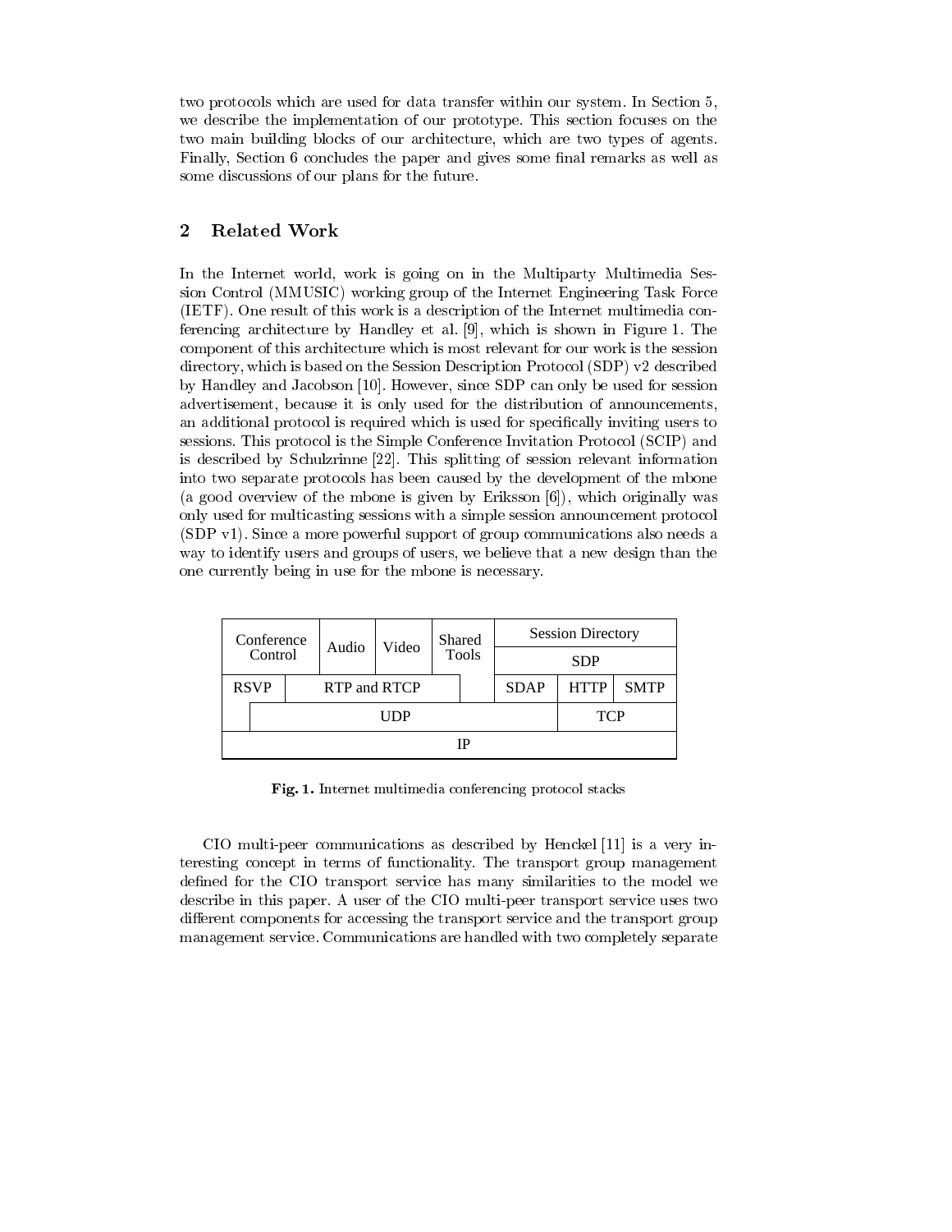two protocols which are used for data transfer within our system. In Section 5, we describe the implementation of our prototype. This section focuses on the two main building blocks of our architecture, which are two types of agents. Finally, Section 6 concludes the paper and gives some final remarks as well as some discussions of our plans for the future.

## 2 Related Work

In the Internet world, work is going on in the Multiparty Multimedia Session Control (MMUSIC) working group of the Internet Engineering Task Force (IETF). One result of this work is a description of the Internet multimedia conferencing architecture by Handley et al. [9], which is shown in Figure 1. The component of this architecture which is most relevant for our work is the session directory, which is based on the Session Description Protocol (SDP) v2 described by Handley and Jacobson [10]. However, since SDP can only be used for session advertisement, because it is only used for the distribution of announcements, an additional protocol is required which is used for specifically inviting users to sessions. This protocol is the Simple Conference Invitation Protocol (SCIP) and is described by Schulzrinne [22]. This splitting of session relevant information into two separate protocols has been caused by the development of the mbone (a good overview of the mbone is given by Eriksson [6]), which originally was only used for multicasting sessions with a simple session announcement protocol (SDP v1). Since a more powerful support of group communications also needs a way to identify users and groups of users, we believe that a new design than the one currently being in use for the mbone is necessary.

| Conference Control | Audio | Video | Shared Tools | Session Directory | | |
|---|---|---|---|---|---|---|
| | | | | SDP | | |
| RSVP | RTP and RTCP | | | SDAP | HTTP | SMTP |
| | UDP | | | | TCP | |
| IP | | | | | | |

**Fig. 1.** Internet multimedia conferencing protocol stacks

CIO multi-peer communications as described by Henckel [11] is a very interesting concept in terms of functionality. The transport group management defined for the CIO transport service has many similarities to the model we describe in this paper. A user of the CIO multi-peer transport service uses two different components for accessing the transport service and the transport group management service. Communications are handled with two completely separate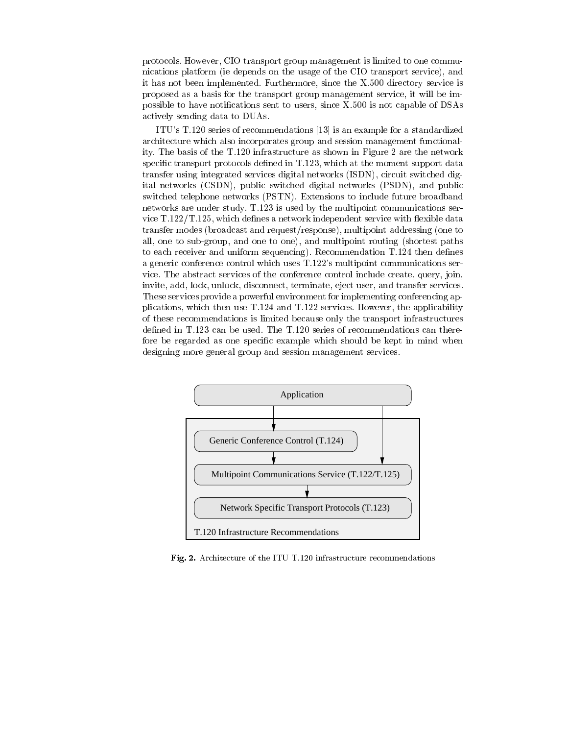protocols. However, CIO transport group management is limited to one communications platform (ie depends on the usage of the CIO transport service), and it has not been implemented. Furthermore, since the X.500 directory service is proposed as a basis for the transport group management service, it will be impossible to have notifications sent to users, since X.500 is not capable of DSAs actively sending data to DUAs.

ITU's T.120 series of recommendations [13] is an example for a standardized architecture which also incorporates group and session management functionality. The basis of the T.120 infrastructure as shown in Figure 2 are the network specific transport protocols defined in T.123, which at the moment support data transfer using integrated services digital networks (ISDN), circuit switched digital networks (CSDN), public switched digital networks (PSDN), and public switched telephone networks (PSTN). Extensions to include future broadband networks are under study. T.123 is used by the multipoint communications service T.122/T.125, which defines a network independent service with flexible data transfer modes (broadcast and request/response), multipoint addressing (one to all, one to sub-group, and one to one), and multipoint routing (shortest paths to each receiver and uniform sequencing). Recommendation T.124 then defines a generic conference control which uses T.122's multipoint communications service. The abstract services of the conference control include create, query, join, invite, add, lock, unlock, disconnect, terminate, eject user, and transfer services. These services provide a powerful environment for implementing conferencing applications, which then use T.124 and T.122 services. However, the applicability of these recommendations is limited because only the transport infrastructures defined in T.123 can be used. The T.120 series of recommendations can therefore be regarded as one specific example which should be kept in mind when designing more general group and session management services.

Application

Generic Conference Control (T.124)

Multipoint Communications Service (T.122/T.125)

Network Specific Transport Protocols (T.123)

T.120 Infrastructure Recommendations

**Fig. 2.** Architecture of the ITU T.120 infrastructure recommendations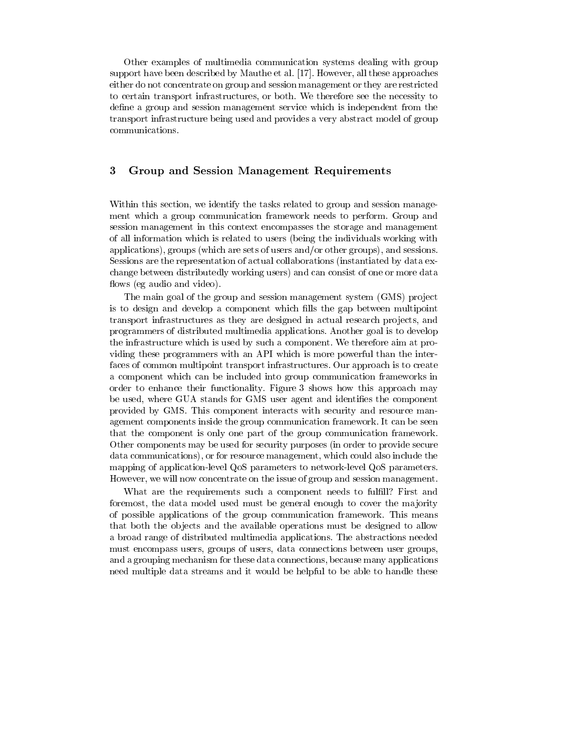Other examples of multimedia communication systems dealing with group support have been described by Mauthe et al. [17]. However, all these approaches either do not concentrate on group and session management or they are restricted to certain transport infrastructures, or both. We therefore see the necessity to define a group and session management service which is independent from the transport infrastructure being used and provides a very abstract model of group communications.

## 3 Group and Session Management Requirements

Within this section, we identify the tasks related to group and session management which a group communication framework needs to perform. Group and session management in this context encompasses the storage and management of all information which is related to users (being the individuals working with applications), groups (which are sets of users and/or other groups), and sessions. Sessions are the representation of actual collaborations (instantiated by data exchange between distributedly working users) and can consist of one or more data flows (eg audio and video).

The main goal of the group and session management system (GMS) project is to design and develop a component which fills the gap between multipoint transport infrastructures as they are designed in actual research projects, and programmers of distributed multimedia applications. Another goal is to develop the infrastructure which is used by such a component. We therefore aim at providing these programmers with an API which is more powerful than the interfaces of common multipoint transport infrastructures. Our approach is to create a component which can be included into group communication frameworks in order to enhance their functionality. Figure 3 shows how this approach may be used, where GUA stands for GMS user agent and identifies the component provided by GMS. This component interacts with security and resource management components inside the group communication framework. It can be seen that the component is only one part of the group communication framework. Other components may be used for security purposes (in order to provide secure data communications), or for resource management, which could also include the mapping of application-level QoS parameters to network-level QoS parameters. However, we will now concentrate on the issue of group and session management.

What are the requirements such a component needs to fulfill? First and foremost, the data model used must be general enough to cover the majority of possible applications of the group communication framework. This means that both the objects and the available operations must be designed to allow a broad range of distributed multimedia applications. The abstractions needed must encompass users, groups of users, data connections between user groups, and a grouping mechanism for these data connections, because many applications need multiple data streams and it would be helpful to be able to handle these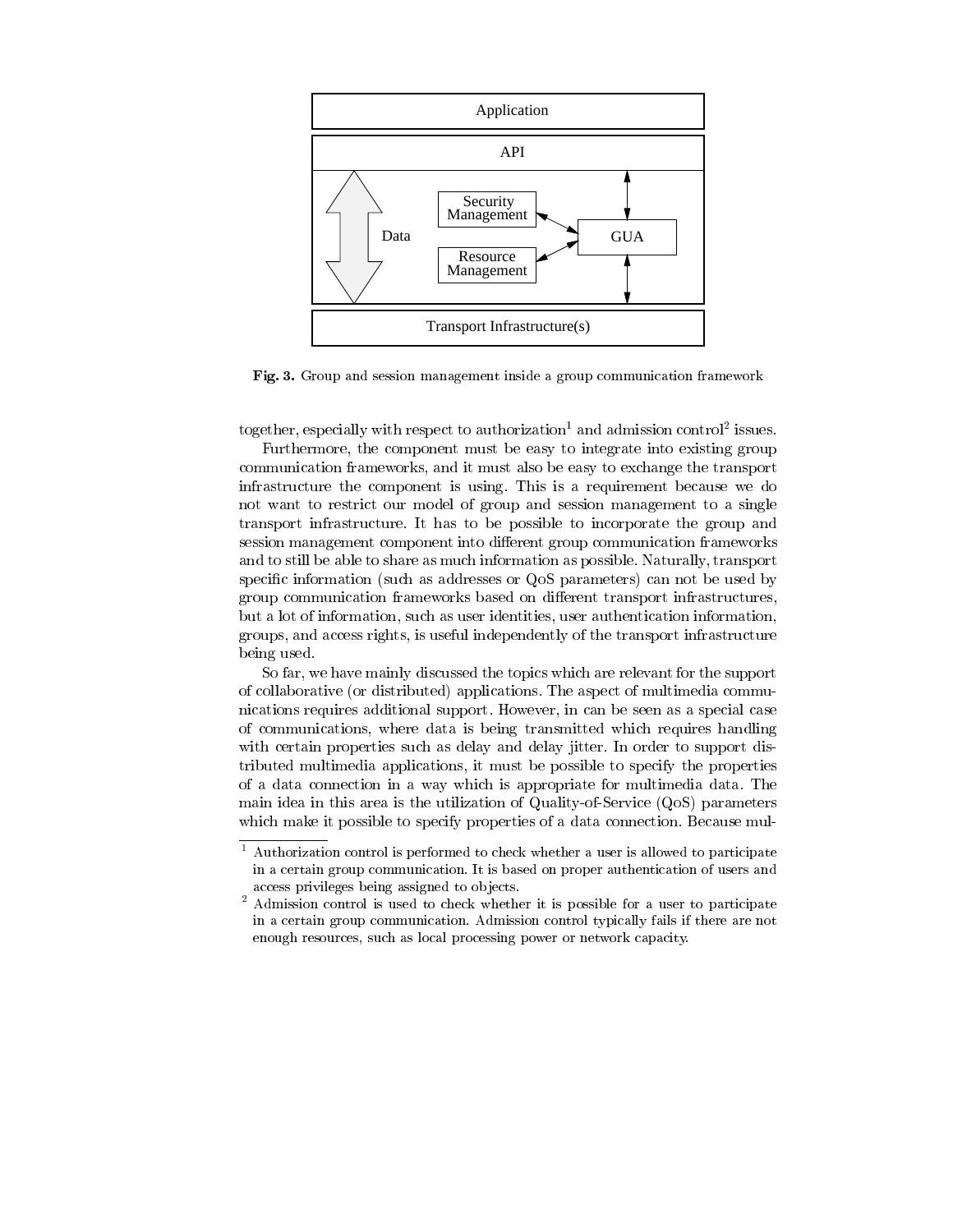**Fig. 3.** Group and session management inside a group communication framework

together, especially with respect to authorization[1] and admission control[2] issues.

Furthermore, the component must be easy to integrate into existing group communication frameworks, and it must also be easy to exchange the transport infrastructure the component is using. This is a requirement because we do not want to restrict our model of group and session management to a single transport infrastructure. It has to be possible to incorporate the group and session management component into different group communication frameworks and to still be able to share as much information as possible. Naturally, transport specific information (such as addresses or QoS parameters) can not be used by group communication frameworks based on different transport infrastructures, but a lot of information, such as user identities, user authentication information, groups, and access rights, is useful independently of the transport infrastructure being used.

So far, we have mainly discussed the topics which are relevant for the support of collaborative (or distributed) applications. The aspect of multimedia communications requires additional support. However, in can be seen as a special case of communications, where data is being transmitted which requires handling with certain properties such as delay and delay jitter. In order to support distributed multimedia applications, it must be possible to specify the properties of a data connection in a way which is appropriate for multimedia data. The main idea in this area is the utilization of Quality-of-Service (QoS) parameters which make it possible to specify properties of a data connection. Because mul-

[1] Authorization control is performed to check whether a user is allowed to participate in a certain group communication. It is based on proper authentication of users and access privileges being assigned to objects.

[2] Admission control is used to check whether it is possible for a user to participate in a certain group communication. Admission control typically fails if there are not enough resources, such as local processing power or network capacity.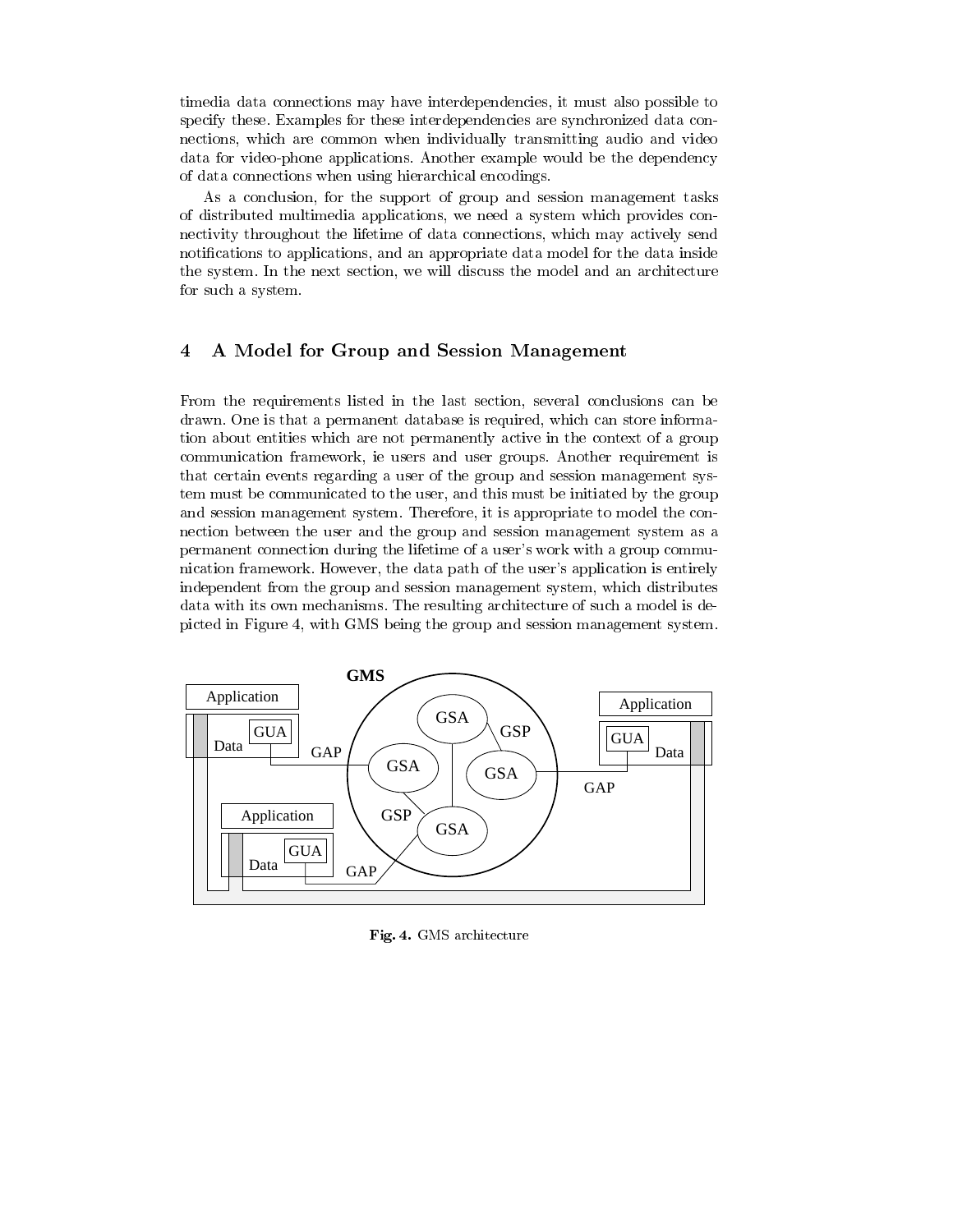timedia data connections may have interdependencies, it must also possible to specify these. Examples for these interdependencies are synchronized data connections, which are common when individually transmitting audio and video data for video-phone applications. Another example would be the dependency of data connections when using hierarchical encodings.

As a conclusion, for the support of group and session management tasks of distributed multimedia applications, we need a system which provides connectivity throughout the lifetime of data connections, which may actively send notifications to applications, and an appropriate data model for the data inside the system. In the next section, we will discuss the model and an architecture for such a system.

## 4 A Model for Group and Session Management

From the requirements listed in the last section, several conclusions can be drawn. One is that a permanent database is required, which can store information about entities which are not permanently active in the context of a group communication framework, ie users and user groups. Another requirement is that certain events regarding a user of the group and session management system must be communicated to the user, and this must be initiated by the group and session management system. Therefore, it is appropriate to model the connection between the user and the group and session management system as a permanent connection during the lifetime of a user's work with a group communication framework. However, the data path of the user's application is entirely independent from the group and session management system, which distributes data with its own mechanisms. The resulting architecture of such a model is depicted in Figure 4, with GMS being the group and session management system.

GMS

Application

GUA

Data

GAP

GSA

GSP

Application

GUA

Data

GAP

Application

GUA

Data

GAP

**Fig. 4.** GMS architecture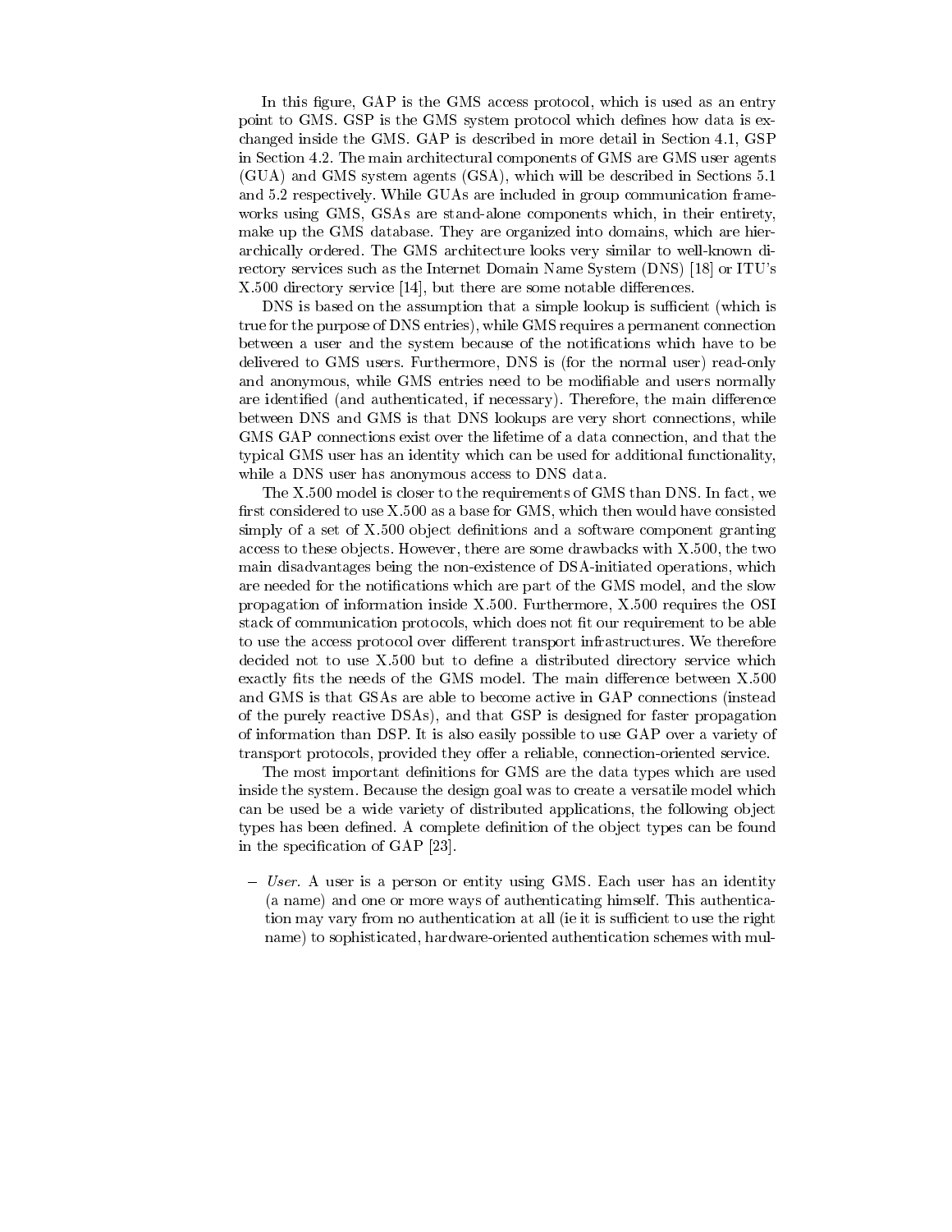In this figure, GAP is the GMS access protocol, which is used as an entry point to GMS. GSP is the GMS system protocol which defines how data is exchanged inside the GMS. GAP is described in more detail in Section 4.1, GSP in Section 4.2. The main architectural components of GMS are GMS user agents (GUA) and GMS system agents (GSA), which will be described in Sections 5.1 and 5.2 respectively. While GUAs are included in group communication frameworks using GMS, GSAs are stand-alone components which, in their entirety, make up the GMS database. They are organized into domains, which are hierarchically ordered. The GMS architecture looks very similar to well-known directory services such as the Internet Domain Name System (DNS) [18] or ITU's X.500 directory service [14], but there are some notable differences.

DNS is based on the assumption that a simple lookup is sufficient (which is true for the purpose of DNS entries), while GMS requires a permanent connection between a user and the system because of the notifications which have to be delivered to GMS users. Furthermore, DNS is (for the normal user) read-only and anonymous, while GMS entries need to be modifiable and users normally are identified (and authenticated, if necessary). Therefore, the main difference between DNS and GMS is that DNS lookups are very short connections, while GMS GAP connections exist over the lifetime of a data connection, and that the typical GMS user has an identity which can be used for additional functionality, while a DNS user has anonymous access to DNS data.

The X.500 model is closer to the requirements of GMS than DNS. In fact, we first considered to use X.500 as a base for GMS, which then would have consisted simply of a set of X.500 object definitions and a software component granting access to these objects. However, there are some drawbacks with X.500, the two main disadvantages being the non-existence of DSA-initiated operations, which are needed for the notifications which are part of the GMS model, and the slow propagation of information inside X.500. Furthermore, X.500 requires the OSI stack of communication protocols, which does not fit our requirement to be able to use the access protocol over different transport infrastructures. We therefore decided not to use X.500 but to define a distributed directory service which exactly fits the needs of the GMS model. The main difference between X.500 and GMS is that GSAs are able to become active in GAP connections (instead of the purely reactive DSAs), and that GSP is designed for faster propagation of information than DSP. It is also easily possible to use GAP over a variety of transport protocols, provided they offer a reliable, connection-oriented service.

The most important definitions for GMS are the data types which are used inside the system. Because the design goal was to create a versatile model which can be used be a wide variety of distributed applications, the following object types has been defined. A complete definition of the object types can be found in the specification of GAP [23].

- *User.* A user is a person or entity using GMS. Each user has an identity (a name) and one or more ways of authenticating himself. This authentication may vary from no authentication at all (ie it is sufficient to use the right name) to sophisticated, hardware-oriented authentication schemes with mul-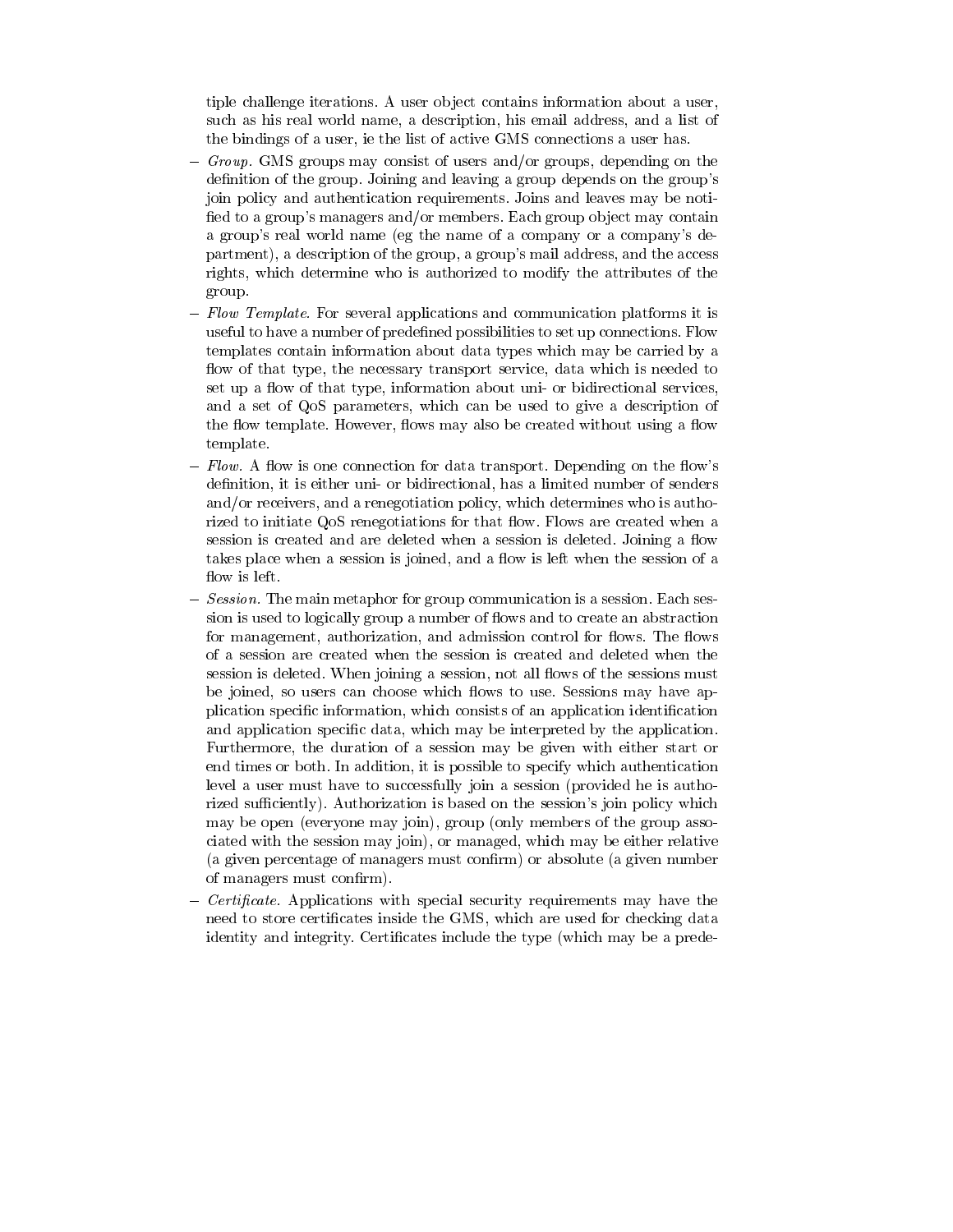tiple challenge iterations. A user object contains information about a user, such as his real world name, a description, his email address, and a list of the bindings of a user, ie the list of active GMS connections a user has.

- *Group.* GMS groups may consist of users and/or groups, depending on the definition of the group. Joining and leaving a group depends on the group's join policy and authentication requirements. Joins and leaves may be notified to a group's managers and/or members. Each group object may contain a group's real world name (eg the name of a company or a company's department), a description of the group, a group's mail address, and the access rights, which determine who is authorized to modify the attributes of the group.
- *Flow Template.* For several applications and communication platforms it is useful to have a number of predefined possibilities to set up connections. Flow templates contain information about data types which may be carried by a flow of that type, the necessary transport service, data which is needed to set up a flow of that type, information about uni- or bidirectional services, and a set of QoS parameters, which can be used to give a description of the flow template. However, flows may also be created without using a flow template.
- *Flow.* A flow is one connection for data transport. Depending on the flow's definition, it is either uni- or bidirectional, has a limited number of senders and/or receivers, and a renegotiation policy, which determines who is authorized to initiate QoS renegotiations for that flow. Flows are created when a session is created and are deleted when a session is deleted. Joining a flow takes place when a session is joined, and a flow is left when the session of a flow is left.
- *Session.* The main metaphor for group communication is a session. Each session is used to logically group a number of flows and to create an abstraction for management, authorization, and admission control for flows. The flows of a session are created when the session is created and deleted when the session is deleted. When joining a session, not all flows of the sessions must be joined, so users can choose which flows to use. Sessions may have application specific information, which consists of an application identification and application specific data, which may be interpreted by the application. Furthermore, the duration of a session may be given with either start or end times or both. In addition, it is possible to specify which authentication level a user must have to successfully join a session (provided he is authorized sufficiently). Authorization is based on the session's join policy which may be open (everyone may join), group (only members of the group associated with the session may join), or managed, which may be either relative (a given percentage of managers must confirm) or absolute (a given number of managers must confirm).
- *Certificate.* Applications with special security requirements may have the need to store certificates inside the GMS, which are used for checking data identity and integrity. Certificates include the type (which may be a prede-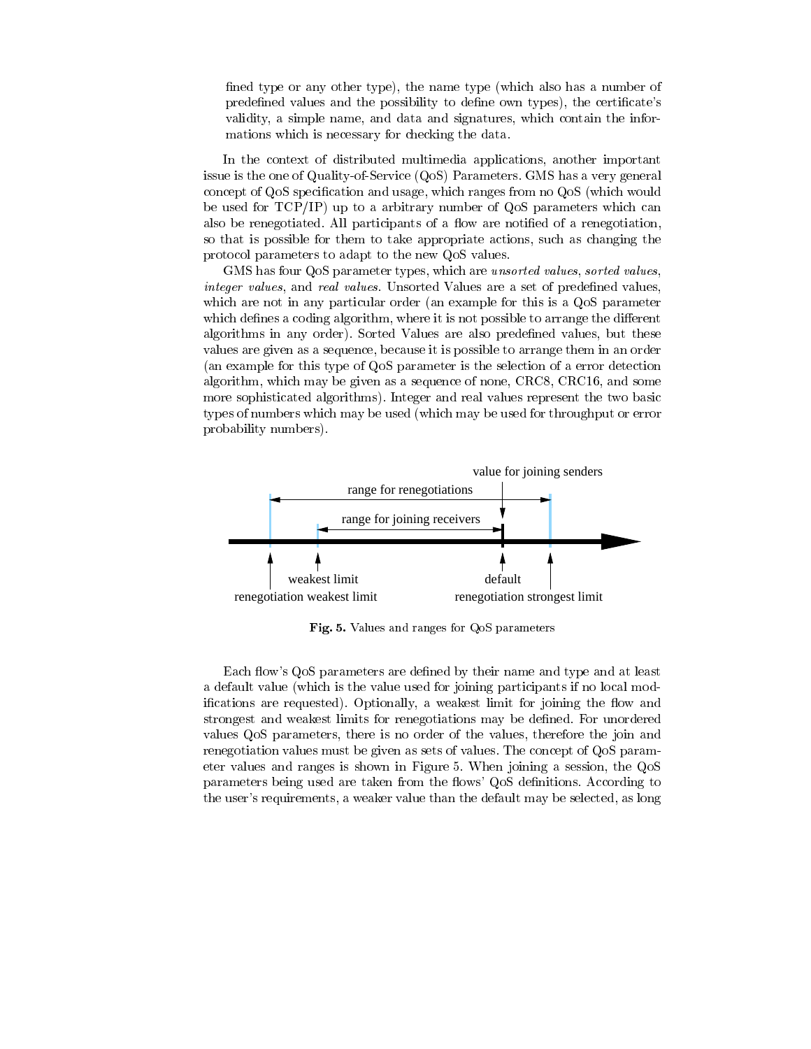fined type or any other type), the name type (which also has a number of predefined values and the possibility to define own types), the certificate's validity, a simple name, and data and signatures, which contain the informations which is necessary for checking the data.

In the context of distributed multimedia applications, another important issue is the one of Quality-of-Service (QoS) Parameters. GMS has a very general concept of QoS specification and usage, which ranges from no QoS (which would be used for TCP/IP) up to a arbitrary number of QoS parameters which can also be renegotiated. All participants of a flow are notified of a renegotiation, so that is possible for them to take appropriate actions, such as changing the protocol parameters to adapt to the new QoS values.

GMS has four QoS parameter types, which are *unsorted values*, *sorted values*, *integer values*, and *real values*. Unsorted Values are a set of predefined values, which are not in any particular order (an example for this is a QoS parameter which defines a coding algorithm, where it is not possible to arrange the different algorithms in any order). Sorted Values are also predefined values, but these values are given as a sequence, because it is possible to arrange them in an order (an example for this type of QoS parameter is the selection of a error detection algorithm, which may be given as a sequence of none, CRC8, CRC16, and some more sophisticated algorithms). Integer and real values represent the two basic types of numbers which may be used (which may be used for throughput or error probability numbers).

value for joining senders

range for renegotiations

range for joining receivers

weakest limit

default

renegotiation weakest limit

renegotiation strongest limit

**Fig. 5.** Values and ranges for QoS parameters

Each flow's QoS parameters are defined by their name and type and at least a default value (which is the value used for joining participants if no local modifications are requested). Optionally, a weakest limit for joining the flow and strongest and weakest limits for renegotiations may be defined. For unordered values QoS parameters, there is no order of the values, therefore the join and renegotiation values must be given as sets of values. The concept of QoS parameter values and ranges is shown in Figure 5. When joining a session, the QoS parameters being used are taken from the flows' QoS definitions. According to the user's requirements, a weaker value than the default may be selected, as long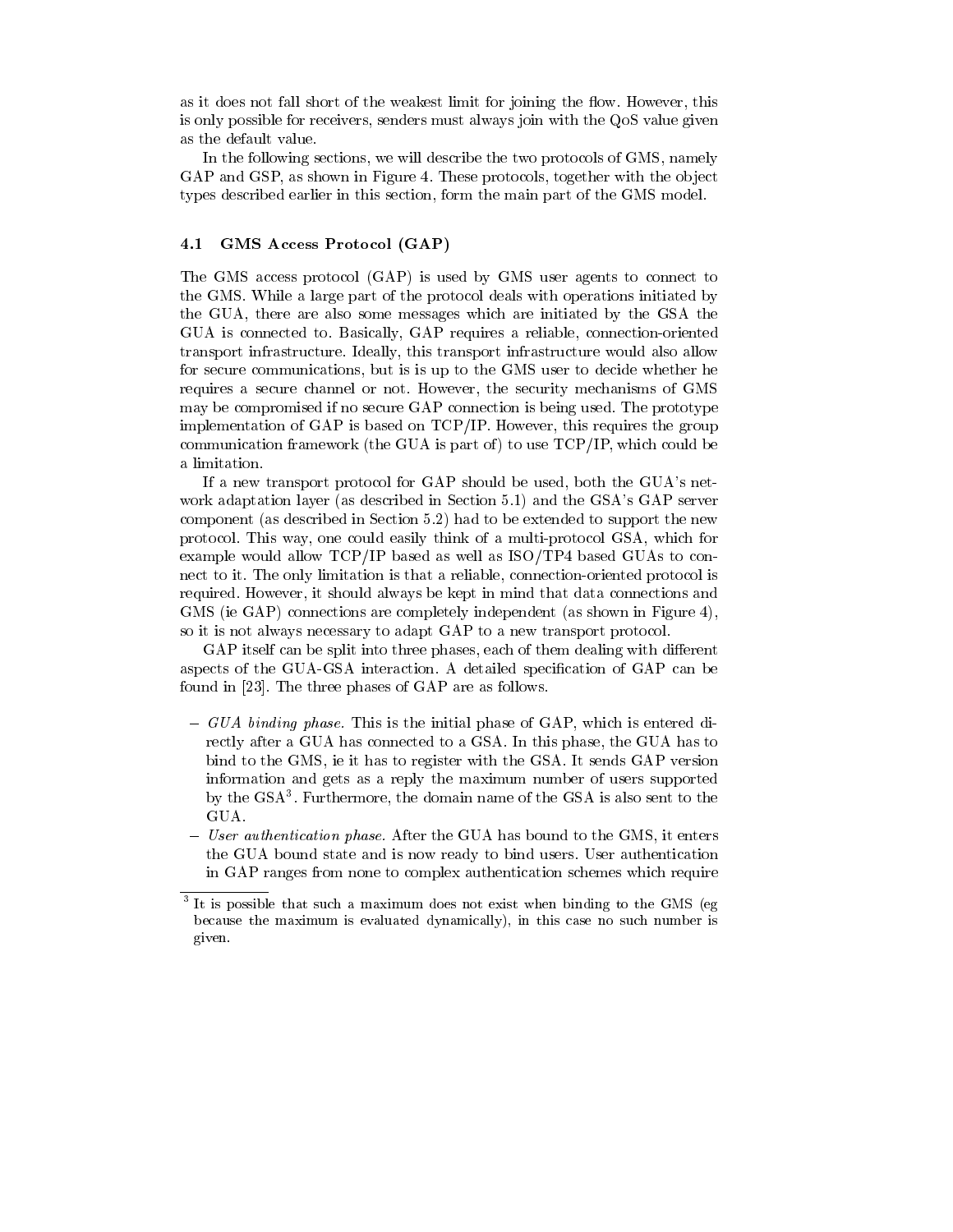as it does not fall short of the weakest limit for joining the flow. However, this is only possible for receivers, senders must always join with the QoS value given as the default value.

In the following sections, we will describe the two protocols of GMS, namely GAP and GSP, as shown in Figure 4. These protocols, together with the object types described earlier in this section, form the main part of the GMS model.

### 4.1 GMS Access Protocol (GAP)

The GMS access protocol (GAP) is used by GMS user agents to connect to the GMS. While a large part of the protocol deals with operations initiated by the GUA, there are also some messages which are initiated by the GSA the GUA is connected to. Basically, GAP requires a reliable, connection-oriented transport infrastructure. Ideally, this transport infrastructure would also allow for secure communications, but is is up to the GMS user to decide whether he requires a secure channel or not. However, the security mechanisms of GMS may be compromised if no secure GAP connection is being used. The prototype implementation of GAP is based on TCP/IP. However, this requires the group communication framework (the GUA is part of) to use TCP/IP, which could be a limitation.

If a new transport protocol for GAP should be used, both the GUA's network adaptation layer (as described in Section 5.1) and the GSA's GAP server component (as described in Section 5.2) had to be extended to support the new protocol. This way, one could easily think of a multi-protocol GSA, which for example would allow TCP/IP based as well as ISO/TP4 based GUAs to connect to it. The only limitation is that a reliable, connection-oriented protocol is required. However, it should always be kept in mind that data connections and GMS (ie GAP) connections are completely independent (as shown in Figure 4), so it is not always necessary to adapt GAP to a new transport protocol.

GAP itself can be split into three phases, each of them dealing with different aspects of the GUA-GSA interaction. A detailed specification of GAP can be found in [23]. The three phases of GAP are as follows.

- *GUA binding phase.* This is the initial phase of GAP, which is entered directly after a GUA has connected to a GSA. In this phase, the GUA has to bind to the GMS, ie it has to register with the GSA. It sends GAP version information and gets as a reply the maximum number of users supported by the GSA[3]. Furthermore, the domain name of the GSA is also sent to the GUA.
- *User authentication phase.* After the GUA has bound to the GMS, it enters the GUA bound state and is now ready to bind users. User authentication in GAP ranges from none to complex authentication schemes which require

[3] It is possible that such a maximum does not exist when binding to the GMS (eg because the maximum is evaluated dynamically), in this case no such number is given.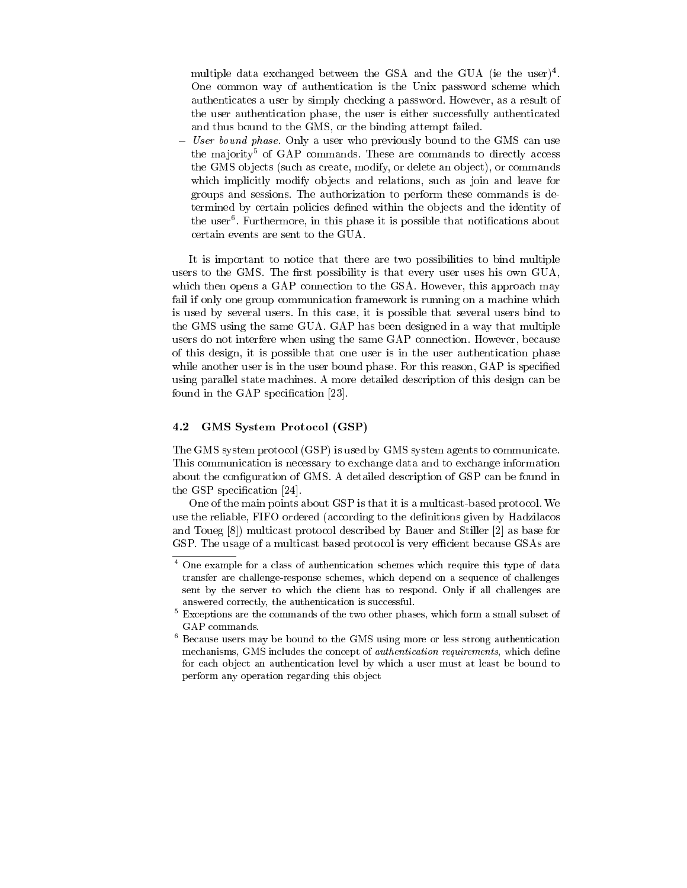multiple data exchanged between the GSA and the GUA (ie the user)[4]. One common way of authentication is the Unix password scheme which authenticates a user by simply checking a password. However, as a result of the user authentication phase, the user is either successfully authenticated and thus bound to the GMS, or the binding attempt failed.

- *User bound phase.* Only a user who previously bound to the GMS can use the majority[5] of GAP commands. These are commands to directly access the GMS objects (such as create, modify, or delete an object), or commands which implicitly modify objects and relations, such as join and leave for groups and sessions. The authorization to perform these commands is determined by certain policies defined within the objects and the identity of the user[6]. Furthermore, in this phase it is possible that notifications about certain events are sent to the GUA.

It is important to notice that there are two possibilities to bind multiple users to the GMS. The first possibility is that every user uses his own GUA, which then opens a GAP connection to the GSA. However, this approach may fail if only one group communication framework is running on a machine which is used by several users. In this case, it is possible that several users bind to the GMS using the same GUA. GAP has been designed in a way that multiple users do not interfere when using the same GAP connection. However, because of this design, it is possible that one user is in the user authentication phase while another user is in the user bound phase. For this reason, GAP is specified using parallel state machines. A more detailed description of this design can be found in the GAP specification [23].

### 4.2 GMS System Protocol (GSP)

The GMS system protocol (GSP) is used by GMS system agents to communicate. This communication is necessary to exchange data and to exchange information about the configuration of GMS. A detailed description of GSP can be found in the GSP specification [24].

One of the main points about GSP is that it is a multicast-based protocol. We use the reliable, FIFO ordered (according to the definitions given by Hadzilacos and Toueg [8]) multicast protocol described by Bauer and Stiller [2] as base for GSP. The usage of a multicast based protocol is very efficient because GSAs are

[4] One example for a class of authentication schemes which require this type of data transfer are challenge-response schemes, which depend on a sequence of challenges sent by the server to which the client has to respond. Only if all challenges are answered correctly, the authentication is successful.

[5] Exceptions are the commands of the two other phases, which form a small subset of GAP commands.

[6] Because users may be bound to the GMS using more or less strong authentication mechanisms, GMS includes the concept of *authentication requirements*, which define for each object an authentication level by which a user must at least be bound to perform any operation regarding this object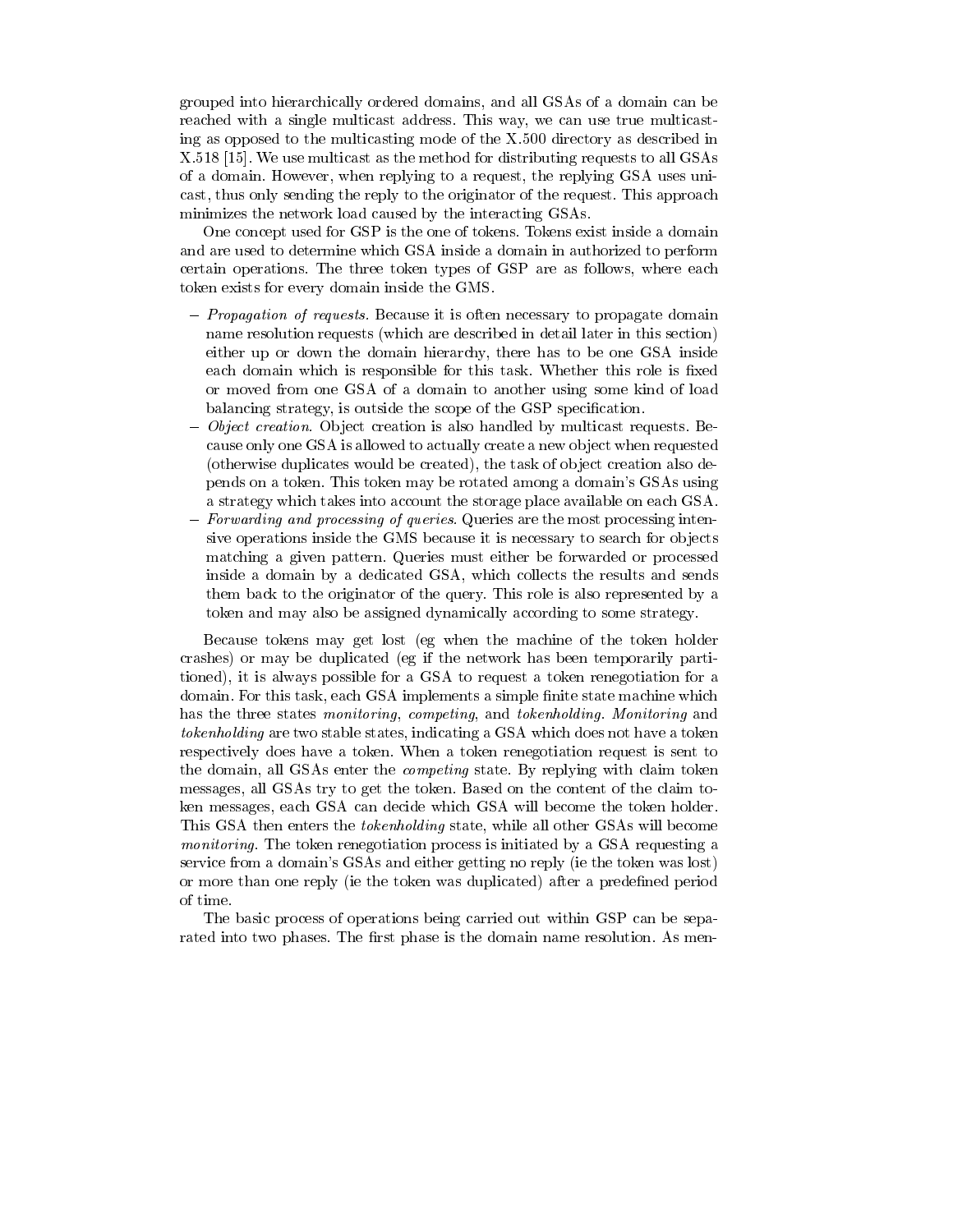grouped into hierarchically ordered domains, and all GSAs of a domain can be reached with a single multicast address. This way, we can use true multicasting as opposed to the multicasting mode of the X.500 directory as described in X.518 [15]. We use multicast as the method for distributing requests to all GSAs of a domain. However, when replying to a request, the replying GSA uses unicast, thus only sending the reply to the originator of the request. This approach minimizes the network load caused by the interacting GSAs.

One concept used for GSP is the one of tokens. Tokens exist inside a domain and are used to determine which GSA inside a domain in authorized to perform certain operations. The three token types of GSP are as follows, where each token exists for every domain inside the GMS.

- *Propagation of requests.* Because it is often necessary to propagate domain name resolution requests (which are described in detail later in this section) either up or down the domain hierarchy, there has to be one GSA inside each domain which is responsible for this task. Whether this role is fixed or moved from one GSA of a domain to another using some kind of load balancing strategy, is outside the scope of the GSP specification.
- *Object creation.* Object creation is also handled by multicast requests. Because only one GSA is allowed to actually create a new object when requested (otherwise duplicates would be created), the task of object creation also depends on a token. This token may be rotated among a domain's GSAs using a strategy which takes into account the storage place available on each GSA.
- *Forwarding and processing of queries.* Queries are the most processing intensive operations inside the GMS because it is necessary to search for objects matching a given pattern. Queries must either be forwarded or processed inside a domain by a dedicated GSA, which collects the results and sends them back to the originator of the query. This role is also represented by a token and may also be assigned dynamically according to some strategy.

Because tokens may get lost (eg when the machine of the token holder crashes) or may be duplicated (eg if the network has been temporarily partitioned), it is always possible for a GSA to request a token renegotiation for a domain. For this task, each GSA implements a simple finite state machine which has the three states *monitoring*, *competing*, and *tokenholding*. *Monitoring* and *tokenholding* are two stable states, indicating a GSA which does not have a token respectively does have a token. When a token renegotiation request is sent to the domain, all GSAs enter the *competing* state. By replying with claim token messages, all GSAs try to get the token. Based on the content of the claim token messages, each GSA can decide which GSA will become the token holder. This GSA then enters the *tokenholding* state, while all other GSAs will become *monitoring*. The token renegotiation process is initiated by a GSA requesting a service from a domain's GSAs and either getting no reply (ie the token was lost) or more than one reply (ie the token was duplicated) after a predefined period of time.

The basic process of operations being carried out within GSP can be separated into two phases. The first phase is the domain name resolution. As men-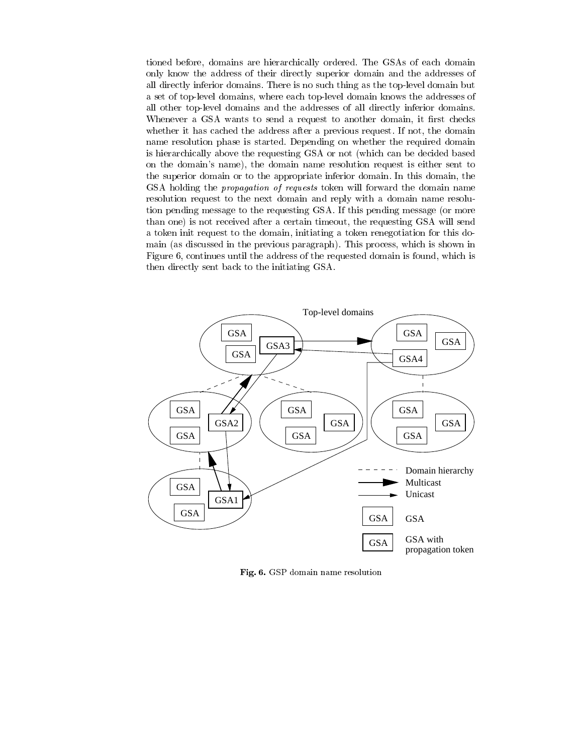tioned before, domains are hierarchically ordered. The GSAs of each domain only know the address of their directly superior domain and the addresses of all directly inferior domains. There is no such thing as the top-level domain but a set of top-level domains, where each top-level domain knows the addresses of all other top-level domains and the addresses of all directly inferior domains. Whenever a GSA wants to send a request to another domain, it first checks whether it has cached the address after a previous request. If not, the domain name resolution phase is started. Depending on whether the required domain is hierarchically above the requesting GSA or not (which can be decided based on the domain's name), the domain name resolution request is either sent to the superior domain or to the appropriate inferior domain. In this domain, the GSA holding the *propagation of requests* token will forward the domain name resolution request to the next domain and reply with a domain name resolution pending message to the requesting GSA. If this pending message (or more than one) is not received after a certain timeout, the requesting GSA will send a token init request to the domain, initiating a token renegotiation for this domain (as discussed in the previous paragraph). This process, which is shown in Figure 6, continues until the address of the requested domain is found, which is then directly sent back to the initiating GSA.

**Fig. 6.** GSP domain name resolution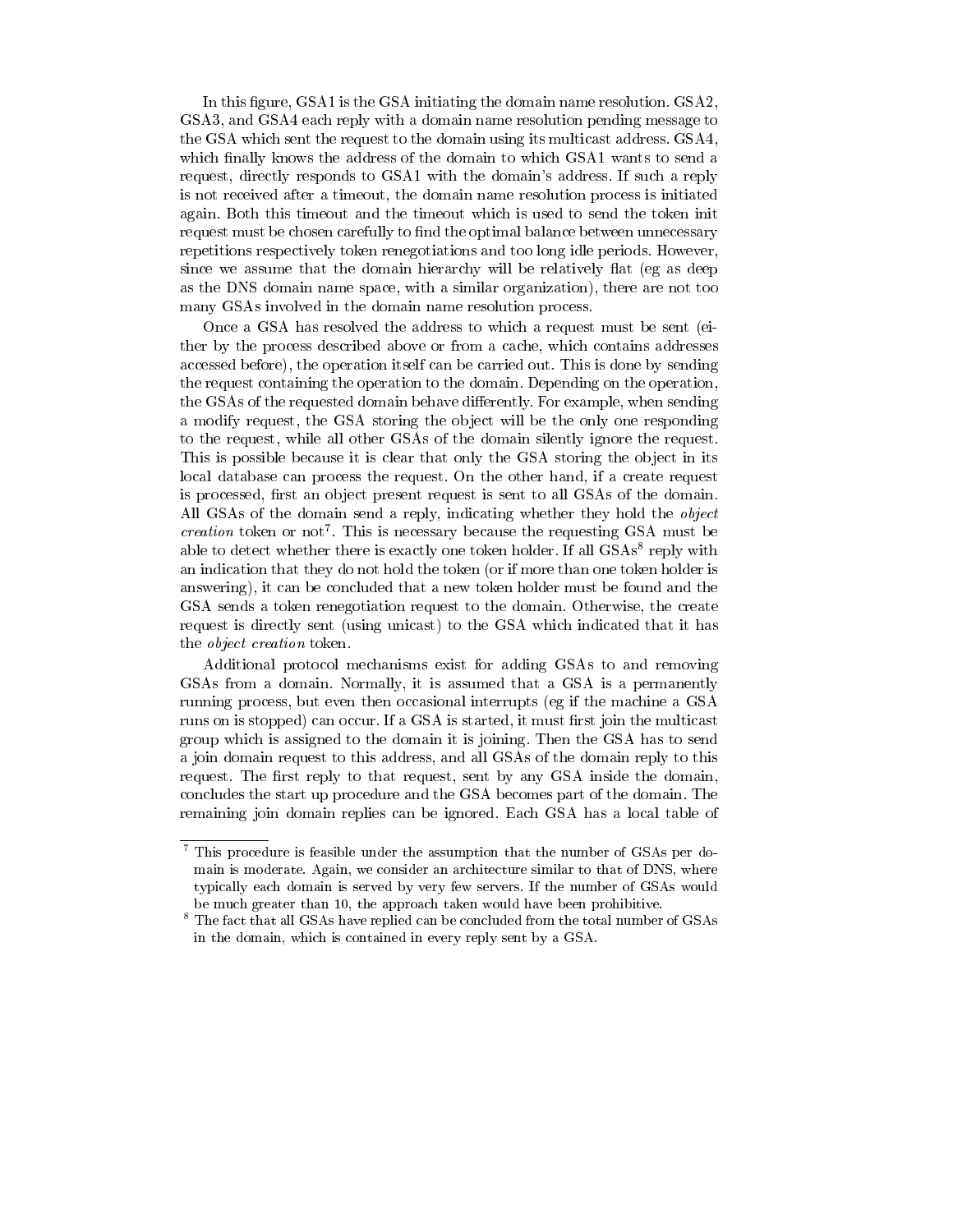In this figure, GSA1 is the GSA initiating the domain name resolution. GSA2, GSA3, and GSA4 each reply with a domain name resolution pending message to the GSA which sent the request to the domain using its multicast address. GSA4, which finally knows the address of the domain to which GSA1 wants to send a request, directly responds to GSA1 with the domain's address. If such a reply is not received after a timeout, the domain name resolution process is initiated again. Both this timeout and the timeout which is used to send the token init request must be chosen carefully to find the optimal balance between unnecessary repetitions respectively token renegotiations and too long idle periods. However, since we assume that the domain hierarchy will be relatively flat (eg as deep as the DNS domain name space, with a similar organization), there are not too many GSAs involved in the domain name resolution process.

Once a GSA has resolved the address to which a request must be sent (either by the process described above or from a cache, which contains addresses accessed before), the operation itself can be carried out. This is done by sending the request containing the operation to the domain. Depending on the operation, the GSAs of the requested domain behave differently. For example, when sending a modify request, the GSA storing the object will be the only one responding to the request, while all other GSAs of the domain silently ignore the request. This is possible because it is clear that only the GSA storing the object in its local database can process the request. On the other hand, if a create request is processed, first an object present request is sent to all GSAs of the domain. All GSAs of the domain send a reply, indicating whether they hold the *object creation* token or not[7]. This is necessary because the requesting GSA must be able to detect whether there is exactly one token holder. If all GSAs[8] reply with an indication that they do not hold the token (or if more than one token holder is answering), it can be concluded that a new token holder must be found and the GSA sends a token renegotiation request to the domain. Otherwise, the create request is directly sent (using unicast) to the GSA which indicated that it has the *object creation* token.

Additional protocol mechanisms exist for adding GSAs to and removing GSAs from a domain. Normally, it is assumed that a GSA is a permanently running process, but even then occasional interrupts (eg if the machine a GSA runs on is stopped) can occur. If a GSA is started, it must first join the multicast group which is assigned to the domain it is joining. Then the GSA has to send a join domain request to this address, and all GSAs of the domain reply to this request. The first reply to that request, sent by any GSA inside the domain, concludes the start up procedure and the GSA becomes part of the domain. The remaining join domain replies can be ignored. Each GSA has a local table of

---

[7] This procedure is feasible under the assumption that the number of GSAs per domain is moderate. Again, we consider an architecture similar to that of DNS, where typically each domain is served by very few servers. If the number of GSAs would be much greater than 10, the approach taken would have been prohibitive.

[8] The fact that all GSAs have replied can be concluded from the total number of GSAs in the domain, which is contained in every reply sent by a GSA.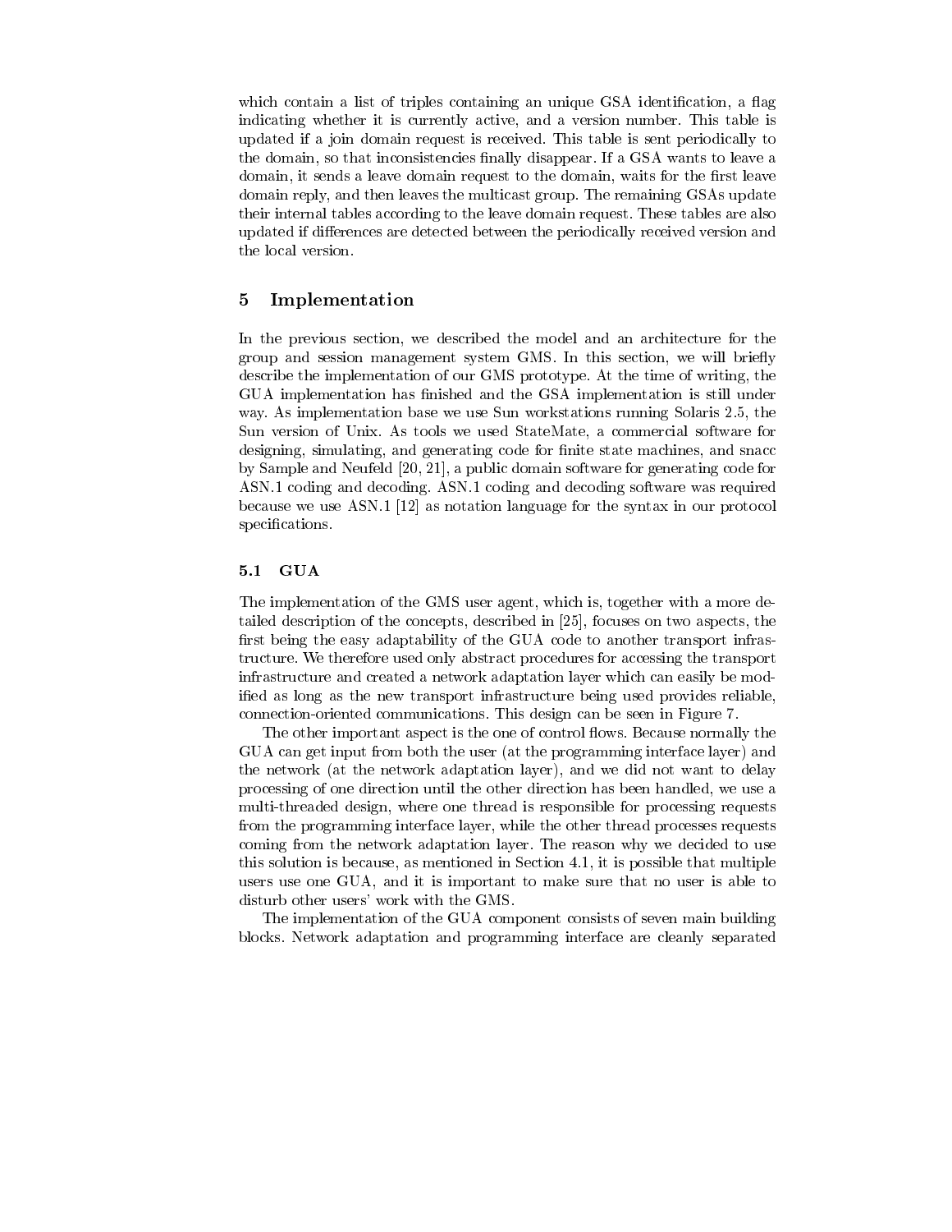which contain a list of triples containing an unique GSA identification, a flag indicating whether it is currently active, and a version number. This table is updated if a join domain request is received. This table is sent periodically to the domain, so that inconsistencies finally disappear. If a GSA wants to leave a domain, it sends a leave domain request to the domain, waits for the first leave domain reply, and then leaves the multicast group. The remaining GSAs update their internal tables according to the leave domain request. These tables are also updated if differences are detected between the periodically received version and the local version.

## 5 Implementation

In the previous section, we described the model and an architecture for the group and session management system GMS. In this section, we will briefly describe the implementation of our GMS prototype. At the time of writing, the GUA implementation has finished and the GSA implementation is still under way. As implementation base we use Sun workstations running Solaris 2.5, the Sun version of Unix. As tools we used StateMate, a commercial software for designing, simulating, and generating code for finite state machines, and snacc by Sample and Neufeld [20, 21], a public domain software for generating code for ASN.1 coding and decoding. ASN.1 coding and decoding software was required because we use ASN.1 [12] as notation language for the syntax in our protocol specifications.

### 5.1 GUA

The implementation of the GMS user agent, which is, together with a more detailed description of the concepts, described in [25], focuses on two aspects, the first being the easy adaptability of the GUA code to another transport infrastructure. We therefore used only abstract procedures for accessing the transport infrastructure and created a network adaptation layer which can easily be modified as long as the new transport infrastructure being used provides reliable, connection-oriented communications. This design can be seen in Figure 7.

The other important aspect is the one of control flows. Because normally the GUA can get input from both the user (at the programming interface layer) and the network (at the network adaptation layer), and we did not want to delay processing of one direction until the other direction has been handled, we use a multi-threaded design, where one thread is responsible for processing requests from the programming interface layer, while the other thread processes requests coming from the network adaptation layer. The reason why we decided to use this solution is because, as mentioned in Section 4.1, it is possible that multiple users use one GUA, and it is important to make sure that no user is able to disturb other users' work with the GMS.

The implementation of the GUA component consists of seven main building blocks. Network adaptation and programming interface are cleanly separated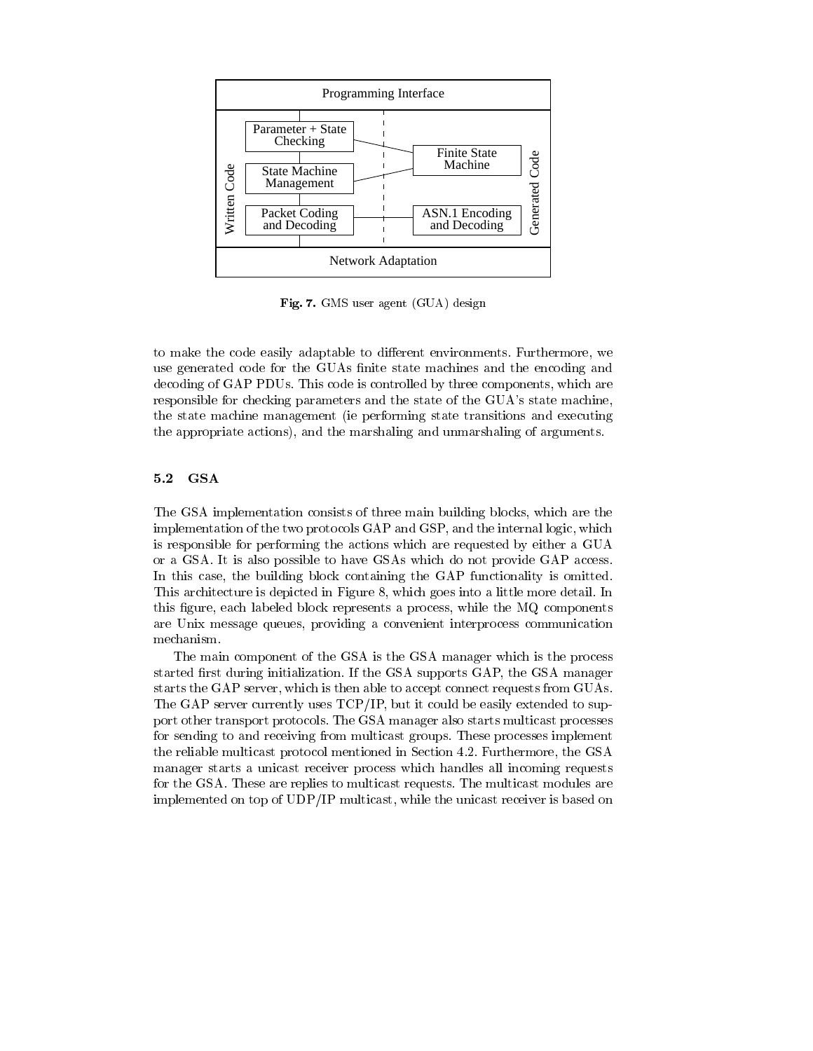Programming Interface

Parameter + State Checking

State Machine Management

Packet Coding and Decoding

Finite State Machine

ASN.1 Encoding and Decoding

Written Code

Generated Code

Network Adaptation

**Fig. 7.** GMS user agent (GUA) design

to make the code easily adaptable to different environments. Furthermore, we use generated code for the GUAs finite state machines and the encoding and decoding of GAP PDUs. This code is controlled by three components, which are responsible for checking parameters and the state of the GUA's state machine, the state machine management (ie performing state transitions and executing the appropriate actions), and the marshaling and unmarshaling of arguments.

### 5.2 GSA

The GSA implementation consists of three main building blocks, which are the implementation of the two protocols GAP and GSP, and the internal logic, which is responsible for performing the actions which are requested by either a GUA or a GSA. It is also possible to have GSAs which do not provide GAP access. In this case, the building block containing the GAP functionality is omitted. This architecture is depicted in Figure 8, which goes into a little more detail. In this figure, each labeled block represents a process, while the MQ components are Unix message queues, providing a convenient interprocess communication mechanism.

The main component of the GSA is the GSA manager which is the process started first during initialization. If the GSA supports GAP, the GSA manager starts the GAP server, which is then able to accept connect requests from GUAs. The GAP server currently uses TCP/IP, but it could be easily extended to support other transport protocols. The GSA manager also starts multicast processes for sending to and receiving from multicast groups. These processes implement the reliable multicast protocol mentioned in Section 4.2. Furthermore, the GSA manager starts a unicast receiver process which handles all incoming requests for the GSA. These are replies to multicast requests. The multicast modules are implemented on top of UDP/IP multicast, while the unicast receiver is based on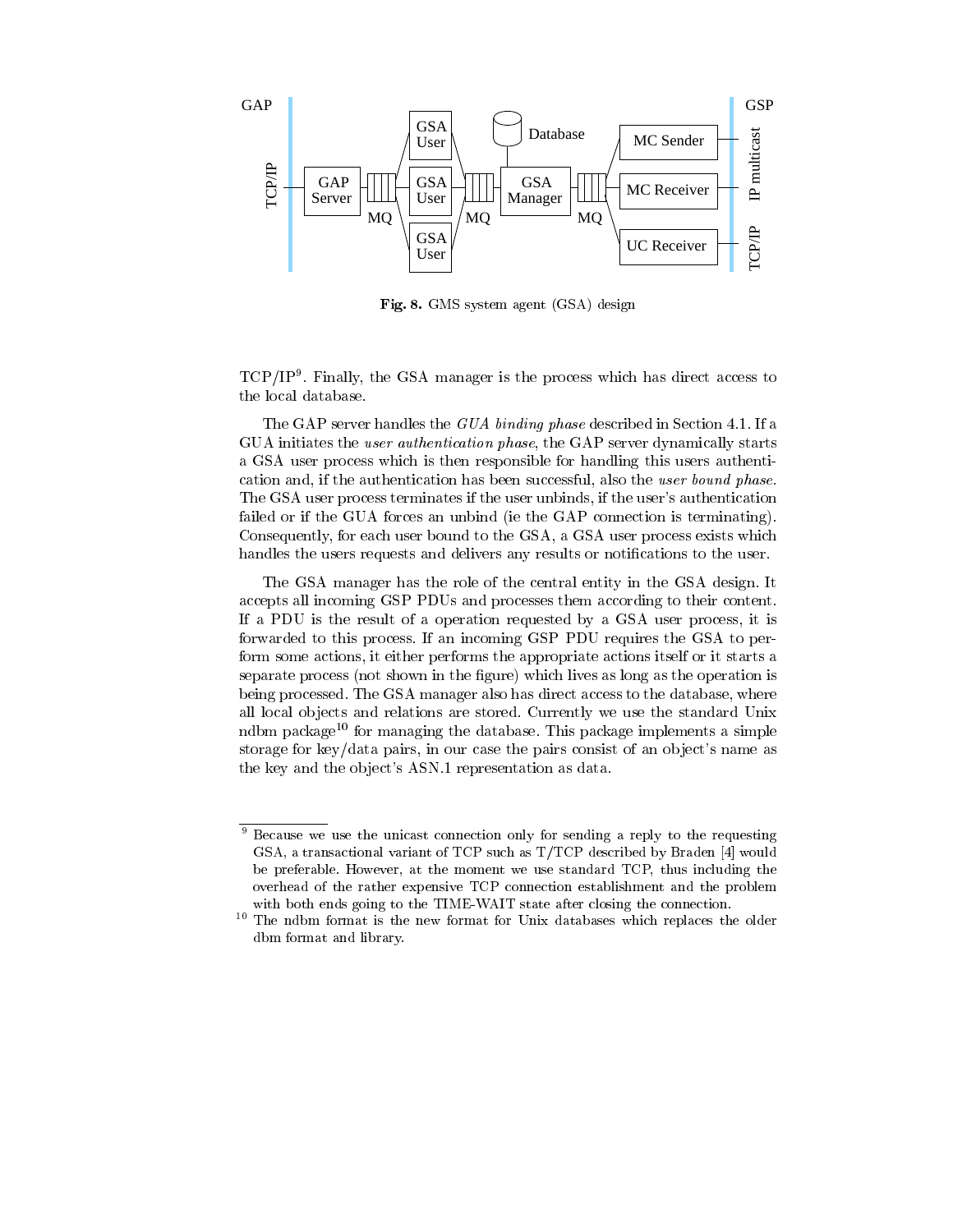GAP

GSP

TCP/IP

GAP Server

MQ

GSA User

GSA User

GSA User

MQ

Database

GSA Manager

MQ

MC Sender

MC Receiver

UC Receiver

IP multicast

TCP/IP

**Fig. 8.** GMS system agent (GSA) design

TCP/IP[9]. Finally, the GSA manager is the process which has direct access to the local database.

The GAP server handles the *GUA binding phase* described in Section 4.1. If a GUA initiates the *user authentication phase*, the GAP server dynamically starts a GSA user process which is then responsible for handling this users authentication and, if the authentication has been successful, also the *user bound phase*. The GSA user process terminates if the user unbinds, if the user's authentication failed or if the GUA forces an unbind (ie the GAP connection is terminating). Consequently, for each user bound to the GSA, a GSA user process exists which handles the users requests and delivers any results or notifications to the user.

The GSA manager has the role of the central entity in the GSA design. It accepts all incoming GSP PDUs and processes them according to their content. If a PDU is the result of a operation requested by a GSA user process, it is forwarded to this process. If an incoming GSP PDU requires the GSA to perform some actions, it either performs the appropriate actions itself or it starts a separate process (not shown in the figure) which lives as long as the operation is being processed. The GSA manager also has direct access to the database, where all local objects and relations are stored. Currently we use the standard Unix ndbm package[10] for managing the database. This package implements a simple storage for key/data pairs, in our case the pairs consist of an object's name as the key and the object's ASN.1 representation as data.

---

[9] Because we use the unicast connection only for sending a reply to the requesting GSA, a transactional variant of TCP such as T/TCP described by Braden [4] would be preferable. However, at the moment we use standard TCP, thus including the overhead of the rather expensive TCP connection establishment and the problem with both ends going to the TIME-WAIT state after closing the connection.

[10] The ndbm format is the new format for Unix databases which replaces the older dbm format and library.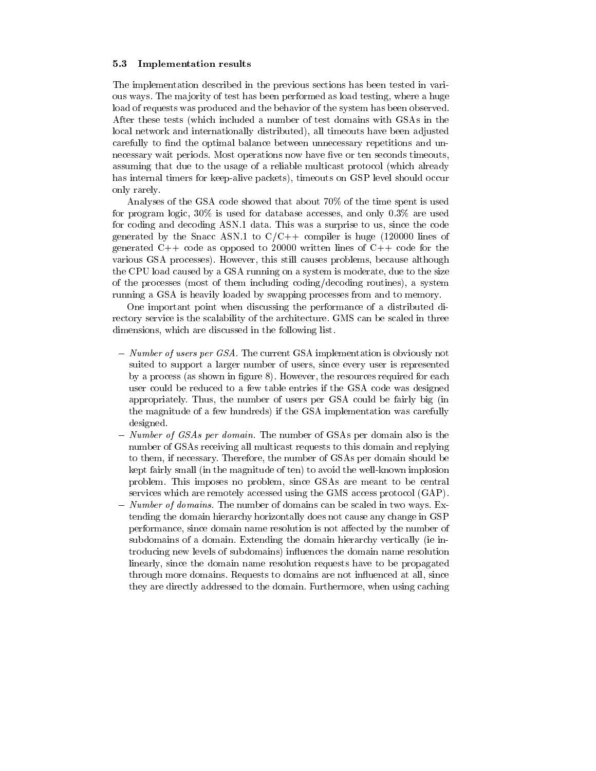### 5.3 Implementation results

The implementation described in the previous sections has been tested in various ways. The majority of test has been performed as load testing, where a huge load of requests was produced and the behavior of the system has been observed. After these tests (which included a number of test domains with GSAs in the local network and internationally distributed), all timeouts have been adjusted carefully to find the optimal balance between unnecessary repetitions and unnecessary wait periods. Most operations now have five or ten seconds timeouts, assuming that due to the usage of a reliable multicast protocol (which already has internal timers for keep-alive packets), timeouts on GSP level should occur only rarely.

Analyses of the GSA code showed that about 70% of the time spent is used for program logic, 30% is used for database accesses, and only 0.3% are used for coding and decoding ASN.1 data. This was a surprise to us, since the code generated by the Snacc ASN.1 to C/C++ compiler is huge (120000 lines of generated C++ code as opposed to 20000 written lines of C++ code for the various GSA processes). However, this still causes problems, because although the CPU load caused by a GSA running on a system is moderate, due to the size of the processes (most of them including coding/decoding routines), a system running a GSA is heavily loaded by swapping processes from and to memory.

One important point when discussing the performance of a distributed directory service is the scalability of the architecture. GMS can be scaled in three dimensions, which are discussed in the following list.

- *Number of users per GSA.* The current GSA implementation is obviously not suited to support a larger number of users, since every user is represented by a process (as shown in figure 8). However, the resources required for each user could be reduced to a few table entries if the GSA code was designed appropriately. Thus, the number of users per GSA could be fairly big (in the magnitude of a few hundreds) if the GSA implementation was carefully designed.
- *Number of GSAs per domain.* The number of GSAs per domain also is the number of GSAs receiving all multicast requests to this domain and replying to them, if necessary. Therefore, the number of GSAs per domain should be kept fairly small (in the magnitude of ten) to avoid the well-known implosion problem. This imposes no problem, since GSAs are meant to be central services which are remotely accessed using the GMS access protocol (GAP).
- *Number of domains.* The number of domains can be scaled in two ways. Extending the domain hierarchy horizontally does not cause any change in GSP performance, since domain name resolution is not affected by the number of subdomains of a domain. Extending the domain hierarchy vertically (ie introducing new levels of subdomains) influences the domain name resolution linearly, since the domain name resolution requests have to be propagated through more domains. Requests to domains are not influenced at all, since they are directly addressed to the domain. Furthermore, when using caching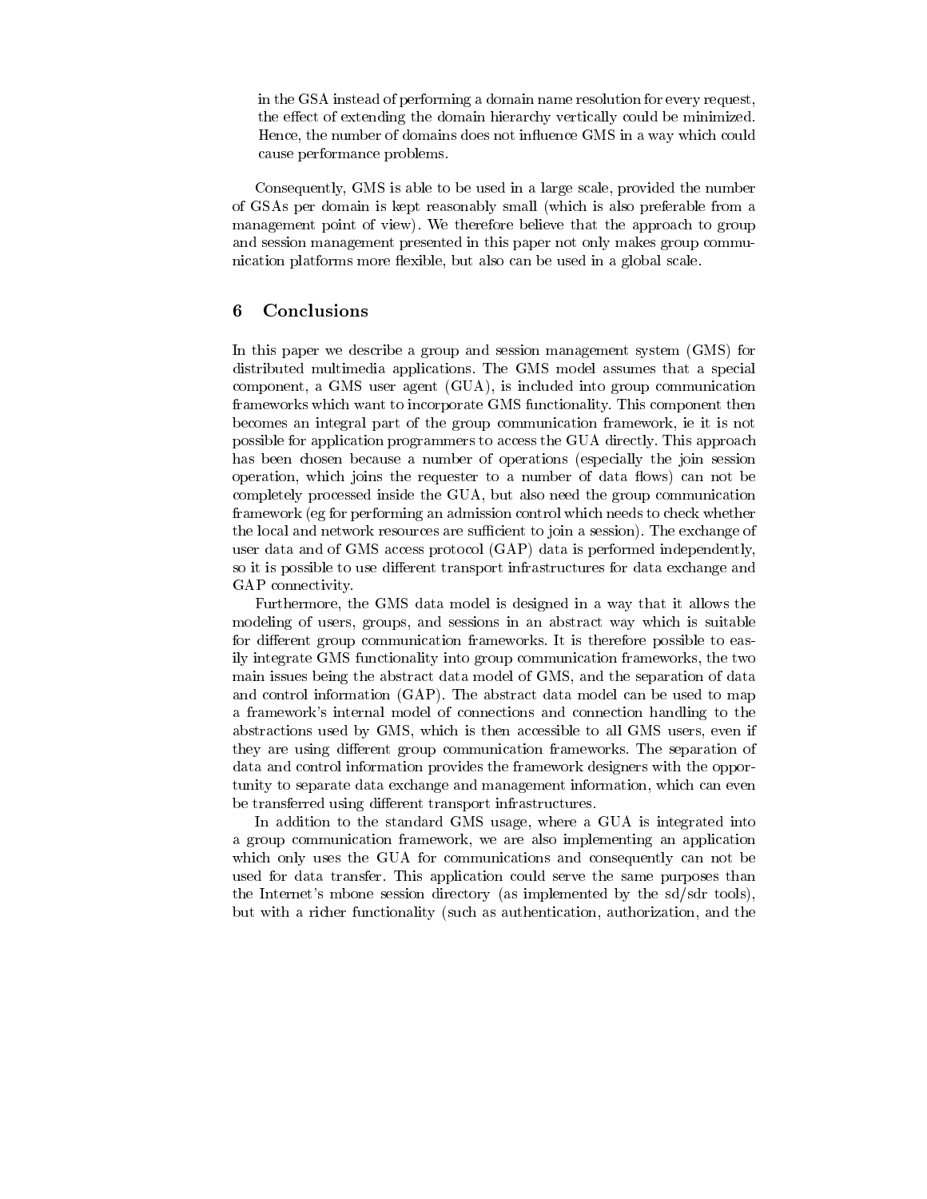in the GSA instead of performing a domain name resolution for every request, the effect of extending the domain hierarchy vertically could be minimized. Hence, the number of domains does not influence GMS in a way which could cause performance problems.

Consequently, GMS is able to be used in a large scale, provided the number of GSAs per domain is kept reasonably small (which is also preferable from a management point of view). We therefore believe that the approach to group and session management presented in this paper not only makes group communication platforms more flexible, but also can be used in a global scale.

## 6 Conclusions

In this paper we describe a group and session management system (GMS) for distributed multimedia applications. The GMS model assumes that a special component, a GMS user agent (GUA), is included into group communication frameworks which want to incorporate GMS functionality. This component then becomes an integral part of the group communication framework, ie it is not possible for application programmers to access the GUA directly. This approach has been chosen because a number of operations (especially the join session operation, which joins the requester to a number of data flows) can not be completely processed inside the GUA, but also need the group communication framework (eg for performing an admission control which needs to check whether the local and network resources are sufficient to join a session). The exchange of user data and of GMS access protocol (GAP) data is performed independently, so it is possible to use different transport infrastructures for data exchange and GAP connectivity.

Furthermore, the GMS data model is designed in a way that it allows the modeling of users, groups, and sessions in an abstract way which is suitable for different group communication frameworks. It is therefore possible to easily integrate GMS functionality into group communication frameworks, the two main issues being the abstract data model of GMS, and the separation of data and control information (GAP). The abstract data model can be used to map a framework's internal model of connections and connection handling to the abstractions used by GMS, which is then accessible to all GMS users, even if they are using different group communication frameworks. The separation of data and control information provides the framework designers with the opportunity to separate data exchange and management information, which can even be transferred using different transport infrastructures.

In addition to the standard GMS usage, where a GUA is integrated into a group communication framework, we are also implementing an application which only uses the GUA for communications and consequently can not be used for data transfer. This application could serve the same purposes than the Internet's mbone session directory (as implemented by the sd/sdr tools), but with a richer functionality (such as authentication, authorization, and the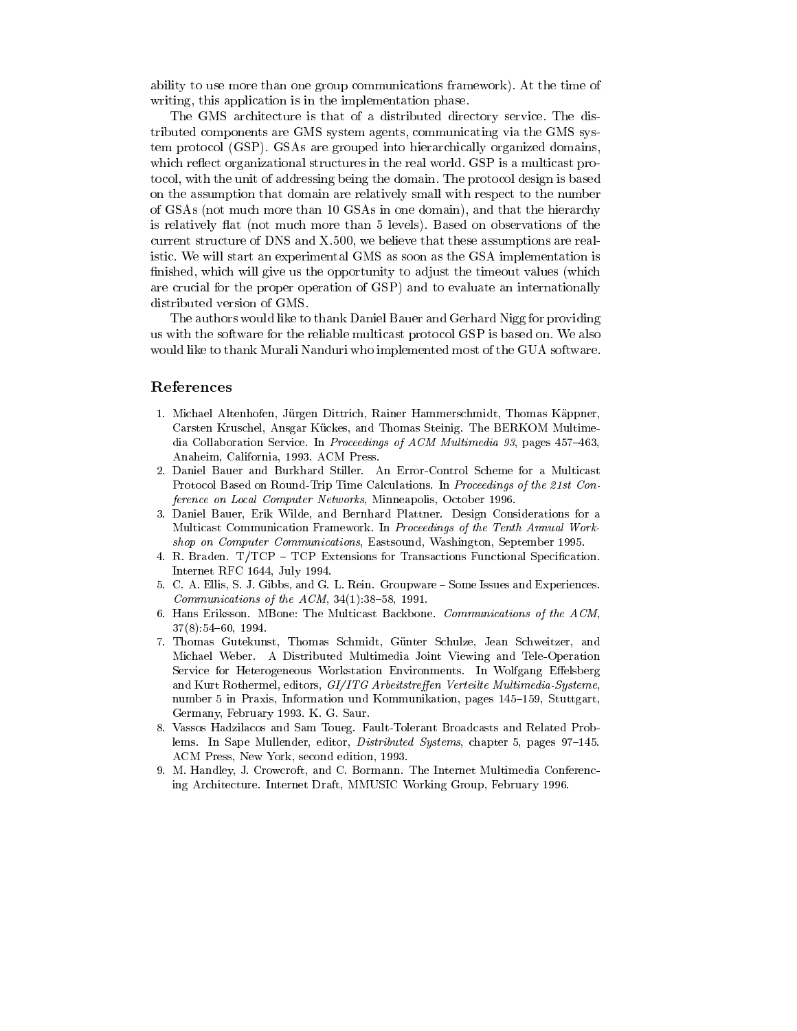ability to use more than one group communications framework). At the time of writing, this application is in the implementation phase.

The GMS architecture is that of a distributed directory service. The distributed components are GMS system agents, communicating via the GMS system protocol (GSP). GSAs are grouped into hierarchically organized domains, which reflect organizational structures in the real world. GSP is a multicast protocol, with the unit of addressing being the domain. The protocol design is based on the assumption that domain are relatively small with respect to the number of GSAs (not much more than 10 GSAs in one domain), and that the hierarchy is relatively flat (not much more than 5 levels). Based on observations of the current structure of DNS and X.500, we believe that these assumptions are realistic. We will start an experimental GMS as soon as the GSA implementation is finished, which will give us the opportunity to adjust the timeout values (which are crucial for the proper operation of GSP) and to evaluate an internationally distributed version of GMS.

The authors would like to thank Daniel Bauer and Gerhard Nigg for providing us with the software for the reliable multicast protocol GSP is based on. We also would like to thank Murali Nanduri who implemented most of the GUA software.

## References

1. Michael Altenhofen, Jürgen Dittrich, Rainer Hammerschmidt, Thomas Käppner, Carsten Kruschel, Ansgar Kückes, and Thomas Steinig. The BERKOM Multimedia Collaboration Service. In *Proceedings of ACM Multimedia 93*, pages 457–463, Anaheim, California, 1993. ACM Press.
2. Daniel Bauer and Burkhard Stiller. An Error-Control Scheme for a Multicast Protocol Based on Round-Trip Time Calculations. In *Proceedings of the 21st Conference on Local Computer Networks*, Minneapolis, October 1996.
3. Daniel Bauer, Erik Wilde, and Bernhard Plattner. Design Considerations for a Multicast Communication Framework. In *Proceedings of the Tenth Annual Workshop on Computer Communications*, Eastsound, Washington, September 1995.
4. R. Braden. T/TCP – TCP Extensions for Transactions Functional Specification. Internet RFC 1644, July 1994.
5. C. A. Ellis, S. J. Gibbs, and G. L. Rein. Groupware – Some Issues and Experiences. *Communications of the ACM*, 34(1):38–58, 1991.
6. Hans Eriksson. MBone: The Multicast Backbone. *Communications of the ACM*, 37(8):54–60, 1994.
7. Thomas Gutekunst, Thomas Schmidt, Günter Schulze, Jean Schweitzer, and Michael Weber. A Distributed Multimedia Joint Viewing and Tele-Operation Service for Heterogeneous Workstation Environments. In Wolfgang Effelsberg and Kurt Rothermel, editors, *GI/ITG Arbeitstreffen Verteilte Multimedia-Systeme*, number 5 in Praxis, Information und Kommunikation, pages 145–159, Stuttgart, Germany, February 1993. K. G. Saur.
8. Vassos Hadzilacos and Sam Toueg. Fault-Tolerant Broadcasts and Related Problems. In Sape Mullender, editor, *Distributed Systems*, chapter 5, pages 97–145. ACM Press, New York, second edition, 1993.
9. M. Handley, J. Crowcroft, and C. Bormann. The Internet Multimedia Conferencing Architecture. Internet Draft, MMUSIC Working Group, February 1996.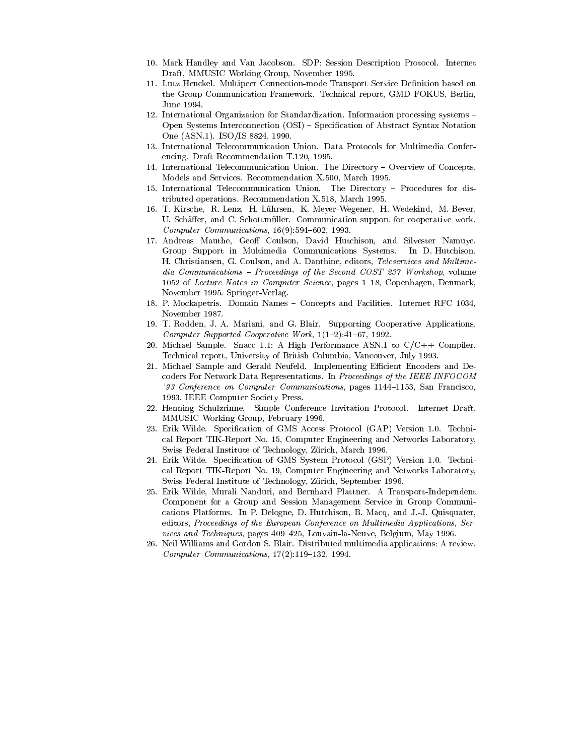10. Mark Handley and Van Jacobson. SDP: Session Description Protocol. Internet Draft, MMUSIC Working Group, November 1995.
11. Lutz Henckel. Multipeer Connection-mode Transport Service Definition based on the Group Communication Framework. Technical report, GMD FOKUS, Berlin, June 1994.
12. International Organization for Standardization. Information processing systems – Open Systems Interconnection (OSI) – Specification of Abstract Syntax Notation One (ASN.1). ISO/IS 8824, 1990.
13. International Telecommunication Union. Data Protocols for Multimedia Conferencing. Draft Recommendation T.120, 1995.
14. International Telecommunication Union. The Directory – Overview of Concepts, Models and Services. Recommendation X.500, March 1995.
15. International Telecommunication Union. The Directory – Procedures for distributed operations. Recommendation X.518, March 1995.
16. T. Kirsche, R. Lenz, H. Lührsen, K. Meyer-Wegener, H. Wedekind, M. Bever, U. Schäffer, and C. Schottmüller. Communication support for cooperative work. *Computer Communications*, 16(9):594–602, 1993.
17. Andreas Mauthe, Geoff Coulson, David Hutchison, and Silvester Namuye. Group Support in Multimedia Communications Systems. In D. Hutchison, H. Christiansen, G. Coulson, and A. Danthine, editors, *Teleservices and Multimedia Communications – Proceedings of the Second COST 237 Workshop*, volume 1052 of *Lecture Notes in Computer Science*, pages 1–18, Copenhagen, Denmark, November 1995. Springer-Verlag.
18. P. Mockapetris. Domain Names – Concepts and Facilities. Internet RFC 1034, November 1987.
19. T. Rodden, J. A. Mariani, and G. Blair. Supporting Cooperative Applications. *Computer Supported Cooperative Work*, 1(1–2):41–67, 1992.
20. Michael Sample. Snacc 1.1: A High Performance ASN.1 to C/C++ Compiler. Technical report, University of British Columbia, Vancouver, July 1993.
21. Michael Sample and Gerald Neufeld. Implementing Efficient Encoders and Decoders For Network Data Representations. In *Proceedings of the IEEE INFOCOM '93 Conference on Computer Communications*, pages 1144–1153, San Francisco, 1993. IEEE Computer Society Press.
22. Henning Schulzrinne. Simple Conference Invitation Protocol. Internet Draft, MMUSIC Working Group, February 1996.
23. Erik Wilde. Specification of GMS Access Protocol (GAP) Version 1.0. Technical Report TIK-Report No. 15, Computer Engineering and Networks Laboratory, Swiss Federal Institute of Technology, Zürich, March 1996.
24. Erik Wilde. Specification of GMS System Protocol (GSP) Version 1.0. Technical Report TIK-Report No. 19, Computer Engineering and Networks Laboratory, Swiss Federal Institute of Technology, Zürich, September 1996.
25. Erik Wilde, Murali Nanduri, and Bernhard Plattner. A Transport-Independent Component for a Group and Session Management Service in Group Communications Platforms. In P. Delogne, D. Hutchison, B. Macq, and J.-J. Quisquater, editors, *Proceedings of the European Conference on Multimedia Applications, Services and Techniques*, pages 409–425, Louvain-la-Neuve, Belgium, May 1996.
26. Neil Williams and Gordon S. Blair. Distributed multimedia applications: A review. *Computer Communications*, 17(2):119–132, 1994.